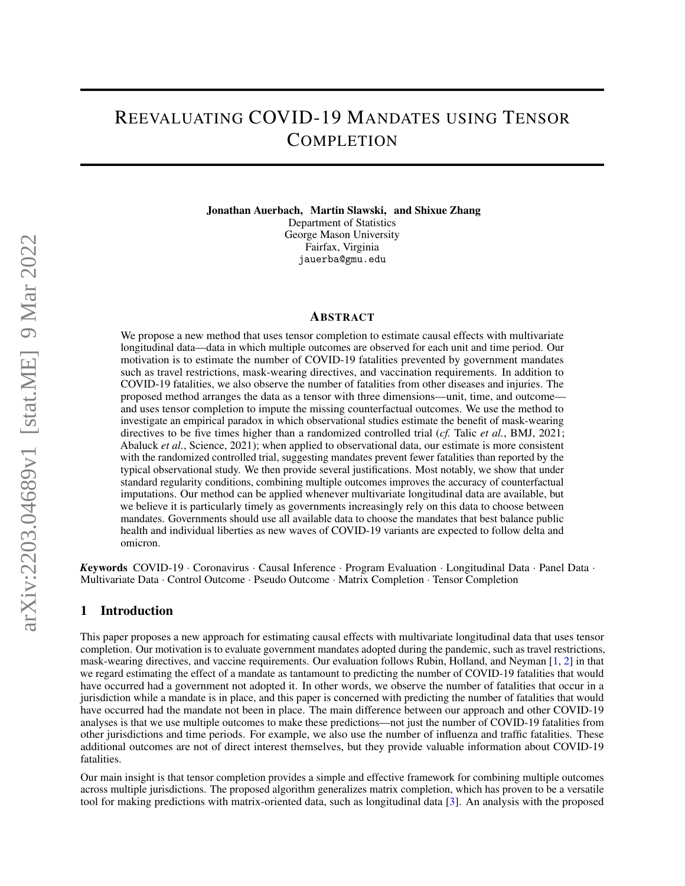# Reevaluating COVID-19 Mandates using Tensor Completion

**Jonathan Auerbach, Martin Slawski, and Shixue Zhang**
Department of Statistics
George Mason University
Fairfax, Virginia
jauerba@gmu.edu

## Abstract

We propose a new method that uses tensor completion to estimate causal effects with multivariate longitudinal data—data in which multiple outcomes are observed for each unit and time period. Our motivation is to estimate the number of COVID-19 fatalities prevented by government mandates such as travel restrictions, mask-wearing directives, and vaccination requirements. In addition to COVID-19 fatalities, we also observe the number of fatalities from other diseases and injuries. The proposed method arranges the data as a tensor with three dimensions—unit, time, and outcome—and uses tensor completion to impute the missing counterfactual outcomes. We use the method to investigate an empirical paradox in which observational studies estimate the benefit of mask-wearing directives to be five times higher than a randomized controlled trial (*cf.* Talic *et al.*, BMJ, 2021; Abaluck *et al.*, Science, 2021); when applied to observational data, our estimate is more consistent with the randomized controlled trial, suggesting mandates prevent fewer fatalities than reported by the typical observational study. We then provide several justifications. Most notably, we show that under standard regularity conditions, combining multiple outcomes improves the accuracy of counterfactual imputations. Our method can be applied whenever multivariate longitudinal data are available, but we believe it is particularly timely as governments increasingly rely on this data to choose between mandates. Governments should use all available data to choose the mandates that best balance public health and individual liberties as new waves of COVID-19 variants are expected to follow delta and omicron.

***Keywords*** COVID-19 · Coronavirus · Causal Inference · Program Evaluation · Longitudinal Data · Panel Data · Multivariate Data · Control Outcome · Pseudo Outcome · Matrix Completion · Tensor Completion

## 1 Introduction

This paper proposes a new approach for estimating causal effects with multivariate longitudinal data that uses tensor completion. Our motivation is to evaluate government mandates adopted during the pandemic, such as travel restrictions, mask-wearing directives, and vaccine requirements. Our evaluation follows Rubin, Holland, and Neyman [1, 2] in that we regard estimating the effect of a mandate as tantamount to predicting the number of COVID-19 fatalities that would have occurred had a government not adopted it. In other words, we observe the number of fatalities that occur in a jurisdiction while a mandate is in place, and this paper is concerned with predicting the number of fatalities that would have occurred had the mandate not been in place. The main difference between our approach and other COVID-19 analyses is that we use multiple outcomes to make these predictions—not just the number of COVID-19 fatalities from other jurisdictions and time periods. For example, we also use the number of influenza and traffic fatalities. These additional outcomes are not of direct interest themselves, but they provide valuable information about COVID-19 fatalities.

Our main insight is that tensor completion provides a simple and effective framework for combining multiple outcomes across multiple jurisdictions. The proposed algorithm generalizes matrix completion, which has proven to be a versatile tool for making predictions with matrix-oriented data, such as longitudinal data [3]. An analysis with the proposed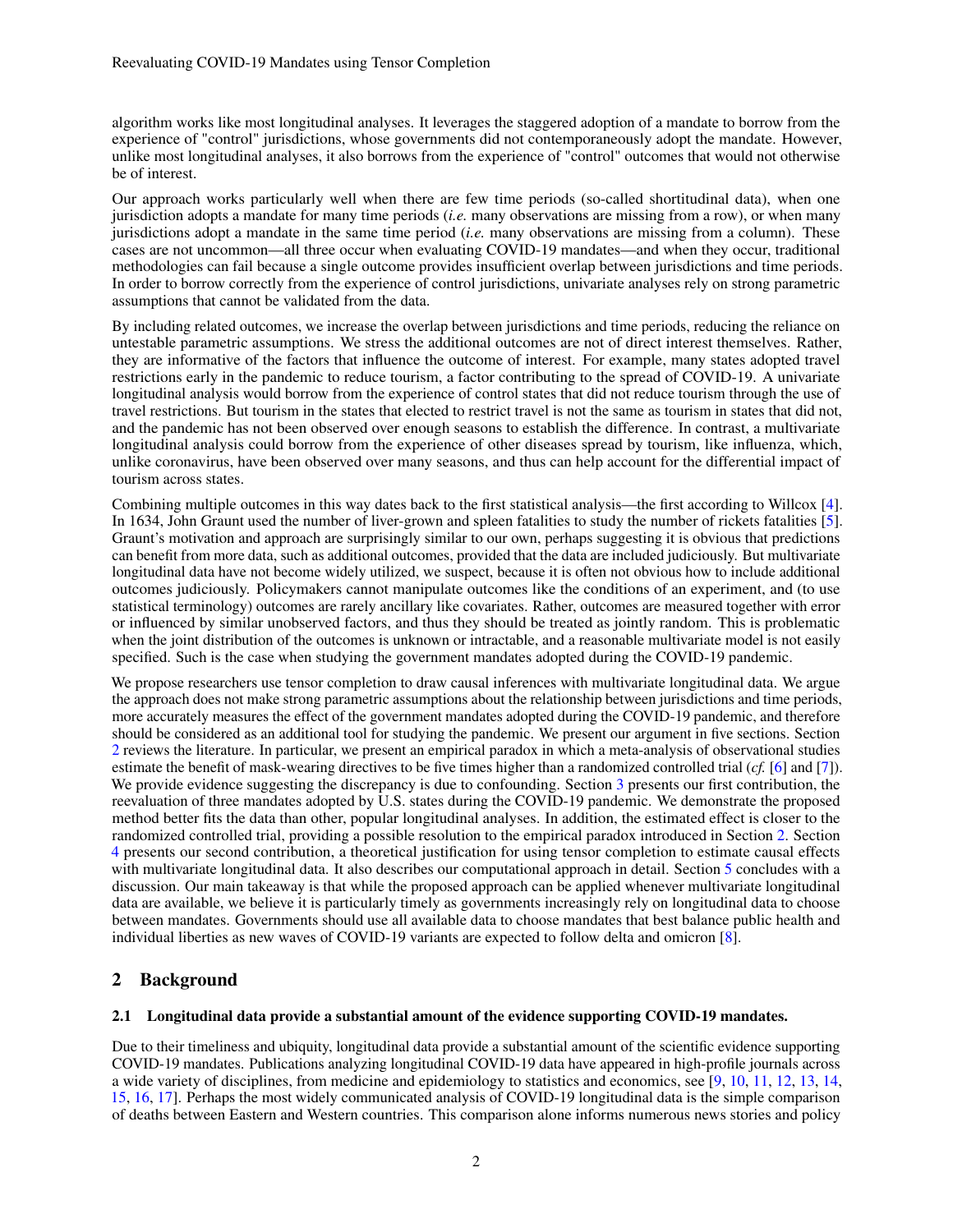algorithm works like most longitudinal analyses. It leverages the staggered adoption of a mandate to borrow from the experience of "control" jurisdictions, whose governments did not contemporaneously adopt the mandate. However, unlike most longitudinal analyses, it also borrows from the experience of "control" outcomes that would not otherwise be of interest.

Our approach works particularly well when there are few time periods (so-called shortitudinal data), when one jurisdiction adopts a mandate for many time periods (*i.e.* many observations are missing from a row), or when many jurisdictions adopt a mandate in the same time period (*i.e.* many observations are missing from a column). These cases are not uncommon—all three occur when evaluating COVID-19 mandates—and when they occur, traditional methodologies can fail because a single outcome provides insufficient overlap between jurisdictions and time periods. In order to borrow correctly from the experience of control jurisdictions, univariate analyses rely on strong parametric assumptions that cannot be validated from the data.

By including related outcomes, we increase the overlap between jurisdictions and time periods, reducing the reliance on untestable parametric assumptions. We stress the additional outcomes are not of direct interest themselves. Rather, they are informative of the factors that influence the outcome of interest. For example, many states adopted travel restrictions early in the pandemic to reduce tourism, a factor contributing to the spread of COVID-19. A univariate longitudinal analysis would borrow from the experience of control states that did not reduce tourism through the use of travel restrictions. But tourism in the states that elected to restrict travel is not the same as tourism in states that did not, and the pandemic has not been observed over enough seasons to establish the difference. In contrast, a multivariate longitudinal analysis could borrow from the experience of other diseases spread by tourism, like influenza, which, unlike coronavirus, have been observed over many seasons, and thus can help account for the differential impact of tourism across states.

Combining multiple outcomes in this way dates back to the first statistical analysis—the first according to Willcox [4]. In 1634, John Graunt used the number of liver-grown and spleen fatalities to study the number of rickets fatalities [5]. Graunt's motivation and approach are surprisingly similar to our own, perhaps suggesting it is obvious that predictions can benefit from more data, such as additional outcomes, provided that the data are included judiciously. But multivariate longitudinal data have not become widely utilized, we suspect, because it is often not obvious how to include additional outcomes judiciously. Policymakers cannot manipulate outcomes like the conditions of an experiment, and (to use statistical terminology) outcomes are rarely ancillary like covariates. Rather, outcomes are measured together with error or influenced by similar unobserved factors, and thus they should be treated as jointly random. This is problematic when the joint distribution of the outcomes is unknown or intractable, and a reasonable multivariate model is not easily specified. Such is the case when studying the government mandates adopted during the COVID-19 pandemic.

We propose researchers use tensor completion to draw causal inferences with multivariate longitudinal data. We argue the approach does not make strong parametric assumptions about the relationship between jurisdictions and time periods, more accurately measures the effect of the government mandates adopted during the COVID-19 pandemic, and therefore should be considered as an additional tool for studying the pandemic. We present our argument in five sections. Section 2 reviews the literature. In particular, we present an empirical paradox in which a meta-analysis of observational studies estimate the benefit of mask-wearing directives to be five times higher than a randomized controlled trial (*cf.* [6] and [7]). We provide evidence suggesting the discrepancy is due to confounding. Section 3 presents our first contribution, the reevaluation of three mandates adopted by U.S. states during the COVID-19 pandemic. We demonstrate the proposed method better fits the data than other, popular longitudinal analyses. In addition, the estimated effect is closer to the randomized controlled trial, providing a possible resolution to the empirical paradox introduced in Section 2. Section 4 presents our second contribution, a theoretical justification for using tensor completion to estimate causal effects with multivariate longitudinal data. It also describes our computational approach in detail. Section 5 concludes with a discussion. Our main takeaway is that while the proposed approach can be applied whenever multivariate longitudinal data are available, we believe it is particularly timely as governments increasingly rely on longitudinal data to choose between mandates. Governments should use all available data to choose mandates that best balance public health and individual liberties as new waves of COVID-19 variants are expected to follow delta and omicron [8].

## 2 Background

### 2.1 Longitudinal data provide a substantial amount of the evidence supporting COVID-19 mandates.

Due to their timeliness and ubiquity, longitudinal data provide a substantial amount of the scientific evidence supporting COVID-19 mandates. Publications analyzing longitudinal COVID-19 data have appeared in high-profile journals across a wide variety of disciplines, from medicine and epidemiology to statistics and economics, see [9, 10, 11, 12, 13, 14, 15, 16, 17]. Perhaps the most widely communicated analysis of COVID-19 longitudinal data is the simple comparison of deaths between Eastern and Western countries. This comparison alone informs numerous news stories and policy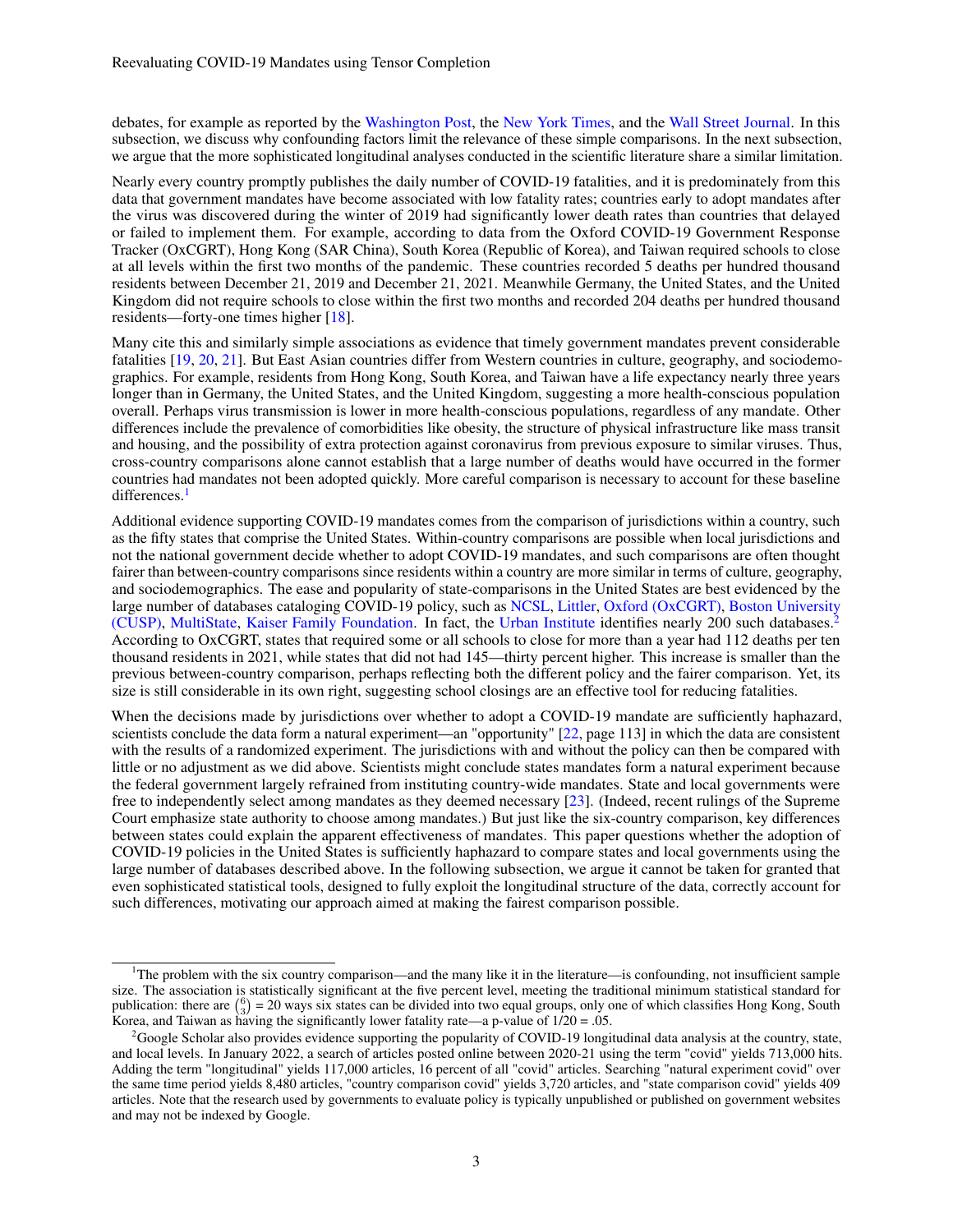debates, for example as reported by the Washington Post, the New York Times, and the Wall Street Journal. In this subsection, we discuss why confounding factors limit the relevance of these simple comparisons. In the next subsection, we argue that the more sophisticated longitudinal analyses conducted in the scientific literature share a similar limitation.

Nearly every country promptly publishes the daily number of COVID-19 fatalities, and it is predominately from this data that government mandates have become associated with low fatality rates; countries early to adopt mandates after the virus was discovered during the winter of 2019 had significantly lower death rates than countries that delayed or failed to implement them. For example, according to data from the Oxford COVID-19 Government Response Tracker (OxCGRT), Hong Kong (SAR China), South Korea (Republic of Korea), and Taiwan required schools to close at all levels within the first two months of the pandemic. These countries recorded 5 deaths per hundred thousand residents between December 21, 2019 and December 21, 2021. Meanwhile Germany, the United States, and the United Kingdom did not require schools to close within the first two months and recorded 204 deaths per hundred thousand residents—forty-one times higher [18].

Many cite this and similarly simple associations as evidence that timely government mandates prevent considerable fatalities [19, 20, 21]. But East Asian countries differ from Western countries in culture, geography, and sociodemographics. For example, residents from Hong Kong, South Korea, and Taiwan have a life expectancy nearly three years longer than in Germany, the United States, and the United Kingdom, suggesting a more health-conscious population overall. Perhaps virus transmission is lower in more health-conscious populations, regardless of any mandate. Other differences include the prevalence of comorbidities like obesity, the structure of physical infrastructure like mass transit and housing, and the possibility of extra protection against coronavirus from previous exposure to similar viruses. Thus, cross-country comparisons alone cannot establish that a large number of deaths would have occurred in the former countries had mandates not been adopted quickly. More careful comparison is necessary to account for these baseline differences.[1]

Additional evidence supporting COVID-19 mandates comes from the comparison of jurisdictions within a country, such as the fifty states that comprise the United States. Within-country comparisons are possible when local jurisdictions and not the national government decide whether to adopt COVID-19 mandates, and such comparisons are often thought fairer than between-country comparisons since residents within a country are more similar in terms of culture, geography, and sociodemographics. The ease and popularity of state-comparisons in the United States are best evidenced by the large number of databases cataloging COVID-19 policy, such as NCSL, Littler, Oxford (OxCGRT), Boston University (CUSP), MultiState, Kaiser Family Foundation. In fact, the Urban Institute identifies nearly 200 such databases.[2] According to OxCGRT, states that required some or all schools to close for more than a year had 112 deaths per ten thousand residents in 2021, while states that did not had 145—thirty percent higher. This increase is smaller than the previous between-country comparison, perhaps reflecting both the different policy and the fairer comparison. Yet, its size is still considerable in its own right, suggesting school closings are an effective tool for reducing fatalities.

When the decisions made by jurisdictions over whether to adopt a COVID-19 mandate are sufficiently haphazard, scientists conclude the data form a natural experiment—an "opportunity" [22, page 113] in which the data are consistent with the results of a randomized experiment. The jurisdictions with and without the policy can then be compared with little or no adjustment as we did above. Scientists might conclude states mandates form a natural experiment because the federal government largely refrained from instituting country-wide mandates. State and local governments were free to independently select among mandates as they deemed necessary [23]. (Indeed, recent rulings of the Supreme Court emphasize state authority to choose among mandates.) But just like the six-country comparison, key differences between states could explain the apparent effectiveness of mandates. This paper questions whether the adoption of COVID-19 policies in the United States is sufficiently haphazard to compare states and local governments using the large number of databases described above. In the following subsection, we argue it cannot be taken for granted that even sophisticated statistical tools, designed to fully exploit the longitudinal structure of the data, correctly account for such differences, motivating our approach aimed at making the fairest comparison possible.

---

[1] The problem with the six country comparison—and the many like it in the literature—is confounding, not insufficient sample size. The association is statistically significant at the five percent level, meeting the traditional minimum statistical standard for publication: there are $\binom{6}{3} = 20$ ways six states can be divided into two equal groups, only one of which classifies Hong Kong, South Korea, and Taiwan as having the significantly lower fatality rate—a p-value of $1/20 = .05$.

[2] Google Scholar also provides evidence supporting the popularity of COVID-19 longitudinal data analysis at the country, state, and local levels. In January 2022, a search of articles posted online between 2020-21 using the term "covid" yields 713,000 hits. Adding the term "longitudinal" yields 117,000 articles, 16 percent of all "covid" articles. Searching "natural experiment covid" over the same time period yields 8,480 articles, "country comparison covid" yields 3,720 articles, and "state comparison covid" yields 409 articles. Note that the research used by governments to evaluate policy is typically unpublished or published on government websites and may not be indexed by Google.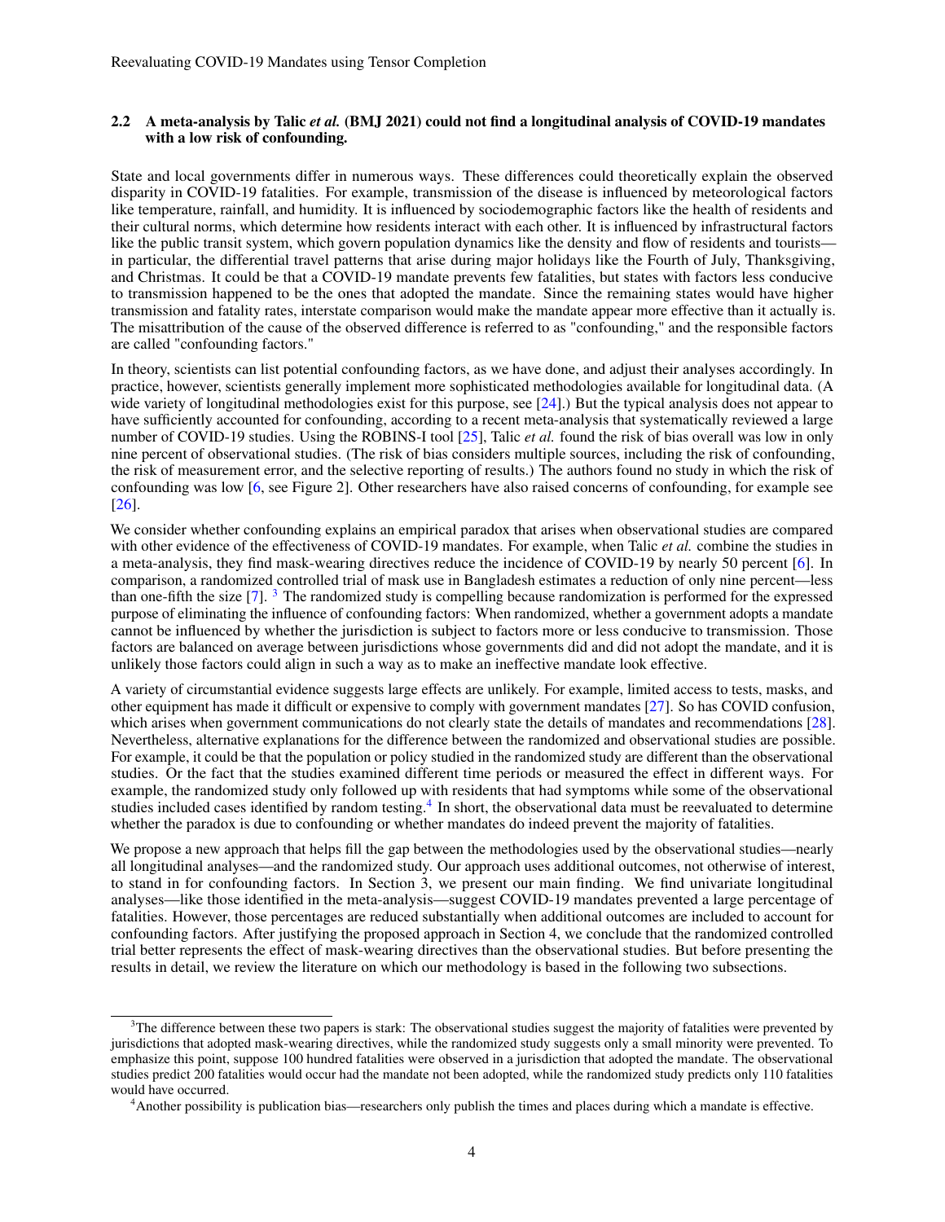### 2.2 A meta-analysis by Talic *et al.* (BMJ 2021) could not find a longitudinal analysis of COVID-19 mandates with a low risk of confounding.

State and local governments differ in numerous ways. These differences could theoretically explain the observed disparity in COVID-19 fatalities. For example, transmission of the disease is influenced by meteorological factors like temperature, rainfall, and humidity. It is influenced by sociodemographic factors like the health of residents and their cultural norms, which determine how residents interact with each other. It is influenced by infrastructural factors like the public transit system, which govern population dynamics like the density and flow of residents and tourists—in particular, the differential travel patterns that arise during major holidays like the Fourth of July, Thanksgiving, and Christmas. It could be that a COVID-19 mandate prevents few fatalities, but states with factors less conducive to transmission happened to be the ones that adopted the mandate. Since the remaining states would have higher transmission and fatality rates, interstate comparison would make the mandate appear more effective than it actually is. The misattribution of the cause of the observed difference is referred to as "confounding," and the responsible factors are called "confounding factors."

In theory, scientists can list potential confounding factors, as we have done, and adjust their analyses accordingly. In practice, however, scientists generally implement more sophisticated methodologies available for longitudinal data. (A wide variety of longitudinal methodologies exist for this purpose, see [24].) But the typical analysis does not appear to have sufficiently accounted for confounding, according to a recent meta-analysis that systematically reviewed a large number of COVID-19 studies. Using the ROBINS-I tool [25], Talic *et al.* found the risk of bias overall was low in only nine percent of observational studies. (The risk of bias considers multiple sources, including the risk of confounding, the risk of measurement error, and the selective reporting of results.) The authors found no study in which the risk of confounding was low [6, see Figure 2]. Other researchers have also raised concerns of confounding, for example see [26].

We consider whether confounding explains an empirical paradox that arises when observational studies are compared with other evidence of the effectiveness of COVID-19 mandates. For example, when Talic *et al.* combine the studies in a meta-analysis, they find mask-wearing directives reduce the incidence of COVID-19 by nearly 50 percent [6]. In comparison, a randomized controlled trial of mask use in Bangladesh estimates a reduction of only nine percent—less than one-fifth the size [7]. [3] The randomized study is compelling because randomization is performed for the expressed purpose of eliminating the influence of confounding factors: When randomized, whether a government adopts a mandate cannot be influenced by whether the jurisdiction is subject to factors more or less conducive to transmission. Those factors are balanced on average between jurisdictions whose governments did and did not adopt the mandate, and it is unlikely those factors could align in such a way as to make an ineffective mandate look effective.

A variety of circumstantial evidence suggests large effects are unlikely. For example, limited access to tests, masks, and other equipment has made it difficult or expensive to comply with government mandates [27]. So has COVID confusion, which arises when government communications do not clearly state the details of mandates and recommendations [28]. Nevertheless, alternative explanations for the difference between the randomized and observational studies are possible. For example, it could be that the population or policy studied in the randomized study are different than the observational studies. Or the fact that the studies examined different time periods or measured the effect in different ways. For example, the randomized study only followed up with residents that had symptoms while some of the observational studies included cases identified by random testing.[4] In short, the observational data must be reevaluated to determine whether the paradox is due to confounding or whether mandates do indeed prevent the majority of fatalities.

We propose a new approach that helps fill the gap between the methodologies used by the observational studies—nearly all longitudinal analyses—and the randomized study. Our approach uses additional outcomes, not otherwise of interest, to stand in for confounding factors. In Section 3, we present our main finding. We find univariate longitudinal analyses—like those identified in the meta-analysis—suggest COVID-19 mandates prevented a large percentage of fatalities. However, those percentages are reduced substantially when additional outcomes are included to account for confounding factors. After justifying the proposed approach in Section 4, we conclude that the randomized controlled trial better represents the effect of mask-wearing directives than the observational studies. But before presenting the results in detail, we review the literature on which our methodology is based in the following two subsections.

---

[3] The difference between these two papers is stark: The observational studies suggest the majority of fatalities were prevented by jurisdictions that adopted mask-wearing directives, while the randomized study suggests only a small minority were prevented. To emphasize this point, suppose 100 hundred fatalities were observed in a jurisdiction that adopted the mandate. The observational studies predict 200 fatalities would occur had the mandate not been adopted, while the randomized study predicts only 110 fatalities would have occurred.

[4] Another possibility is publication bias—researchers only publish the times and places during which a mandate is effective.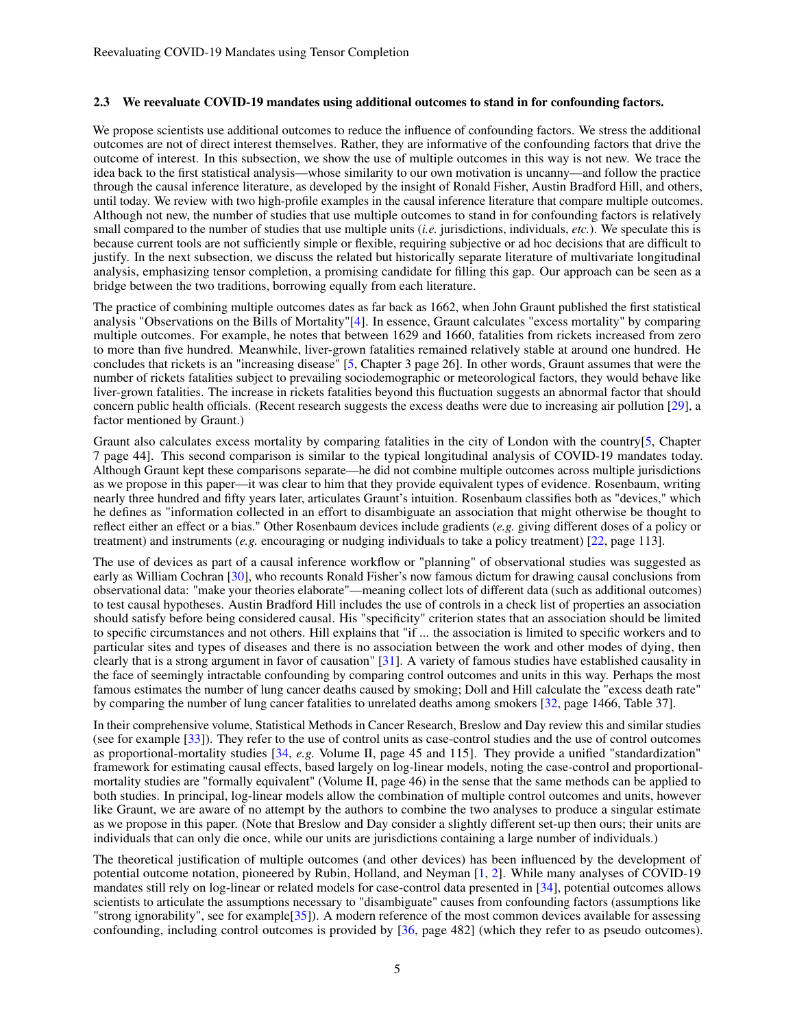### 2.3 We reevaluate COVID-19 mandates using additional outcomes to stand in for confounding factors.

We propose scientists use additional outcomes to reduce the influence of confounding factors. We stress the additional outcomes are not of direct interest themselves. Rather, they are informative of the confounding factors that drive the outcome of interest. In this subsection, we show the use of multiple outcomes in this way is not new. We trace the idea back to the first statistical analysis—whose similarity to our own motivation is uncanny—and follow the practice through the causal inference literature, as developed by the insight of Ronald Fisher, Austin Bradford Hill, and others, until today. We review with two high-profile examples in the causal inference literature that compare multiple outcomes. Although not new, the number of studies that use multiple outcomes to stand in for confounding factors is relatively small compared to the number of studies that use multiple units (*i.e.* jurisdictions, individuals, *etc.*). We speculate this is because current tools are not sufficiently simple or flexible, requiring subjective or ad hoc decisions that are difficult to justify. In the next subsection, we discuss the related but historically separate literature of multivariate longitudinal analysis, emphasizing tensor completion, a promising candidate for filling this gap. Our approach can be seen as a bridge between the two traditions, borrowing equally from each literature.

The practice of combining multiple outcomes dates as far back as 1662, when John Graunt published the first statistical analysis "Observations on the Bills of Mortality"[4]. In essence, Graunt calculates "excess mortality" by comparing multiple outcomes. For example, he notes that between 1629 and 1660, fatalities from rickets increased from zero to more than five hundred. Meanwhile, liver-grown fatalities remained relatively stable at around one hundred. He concludes that rickets is an "increasing disease" [5, Chapter 3 page 26]. In other words, Graunt assumes that were the number of rickets fatalities subject to prevailing sociodemographic or meteorological factors, they would behave like liver-grown fatalities. The increase in rickets fatalities beyond this fluctuation suggests an abnormal factor that should concern public health officials. (Recent research suggests the excess deaths were due to increasing air pollution [29], a factor mentioned by Graunt.)

Graunt also calculates excess mortality by comparing fatalities in the city of London with the country[5, Chapter 7 page 44]. This second comparison is similar to the typical longitudinal analysis of COVID-19 mandates today. Although Graunt kept these comparisons separate—he did not combine multiple outcomes across multiple jurisdictions as we propose in this paper—it was clear to him that they provide equivalent types of evidence. Rosenbaum, writing nearly three hundred and fifty years later, articulates Graunt's intuition. Rosenbaum classifies both as "devices," which he defines as "information collected in an effort to disambiguate an association that might otherwise be thought to reflect either an effect or a bias." Other Rosenbaum devices include gradients (*e.g.* giving different doses of a policy or treatment) and instruments (*e.g.* encouraging or nudging individuals to take a policy treatment) [22, page 113].

The use of devices as part of a causal inference workflow or "planning" of observational studies was suggested as early as William Cochran [30], who recounts Ronald Fisher's now famous dictum for drawing causal conclusions from observational data: "make your theories elaborate"—meaning collect lots of different data (such as additional outcomes) to test causal hypotheses. Austin Bradford Hill includes the use of controls in a check list of properties an association should satisfy before being considered causal. His "specificity" criterion states that an association should be limited to specific circumstances and not others. Hill explains that "if ... the association is limited to specific workers and to particular sites and types of diseases and there is no association between the work and other modes of dying, then clearly that is a strong argument in favor of causation" [31]. A variety of famous studies have established causality in the face of seemingly intractable confounding by comparing control outcomes and units in this way. Perhaps the most famous estimates the number of lung cancer deaths caused by smoking; Doll and Hill calculate the "excess death rate" by comparing the number of lung cancer fatalities to unrelated deaths among smokers [32, page 1466, Table 37].

In their comprehensive volume, Statistical Methods in Cancer Research, Breslow and Day review this and similar studies (see for example [33]). They refer to the use of control units as case-control studies and the use of control outcomes as proportional-mortality studies [34, *e.g.* Volume II, page 45 and 115]. They provide a unified "standardization" framework for estimating causal effects, based largely on log-linear models, noting the case-control and proportional-mortality studies are "formally equivalent" (Volume II, page 46) in the sense that the same methods can be applied to both studies. In principal, log-linear models allow the combination of multiple control outcomes and units, however like Graunt, we are aware of no attempt by the authors to combine the two analyses to produce a singular estimate as we propose in this paper. (Note that Breslow and Day consider a slightly different set-up then ours; their units are individuals that can only die once, while our units are jurisdictions containing a large number of individuals.)

The theoretical justification of multiple outcomes (and other devices) has been influenced by the development of potential outcome notation, pioneered by Rubin, Holland, and Neyman [1, 2]. While many analyses of COVID-19 mandates still rely on log-linear or related models for case-control data presented in [34], potential outcomes allows scientists to articulate the assumptions necessary to "disambiguate" causes from confounding factors (assumptions like "strong ignorability", see for example[35]). A modern reference of the most common devices available for assessing confounding, including control outcomes is provided by [36, page 482] (which they refer to as pseudo outcomes).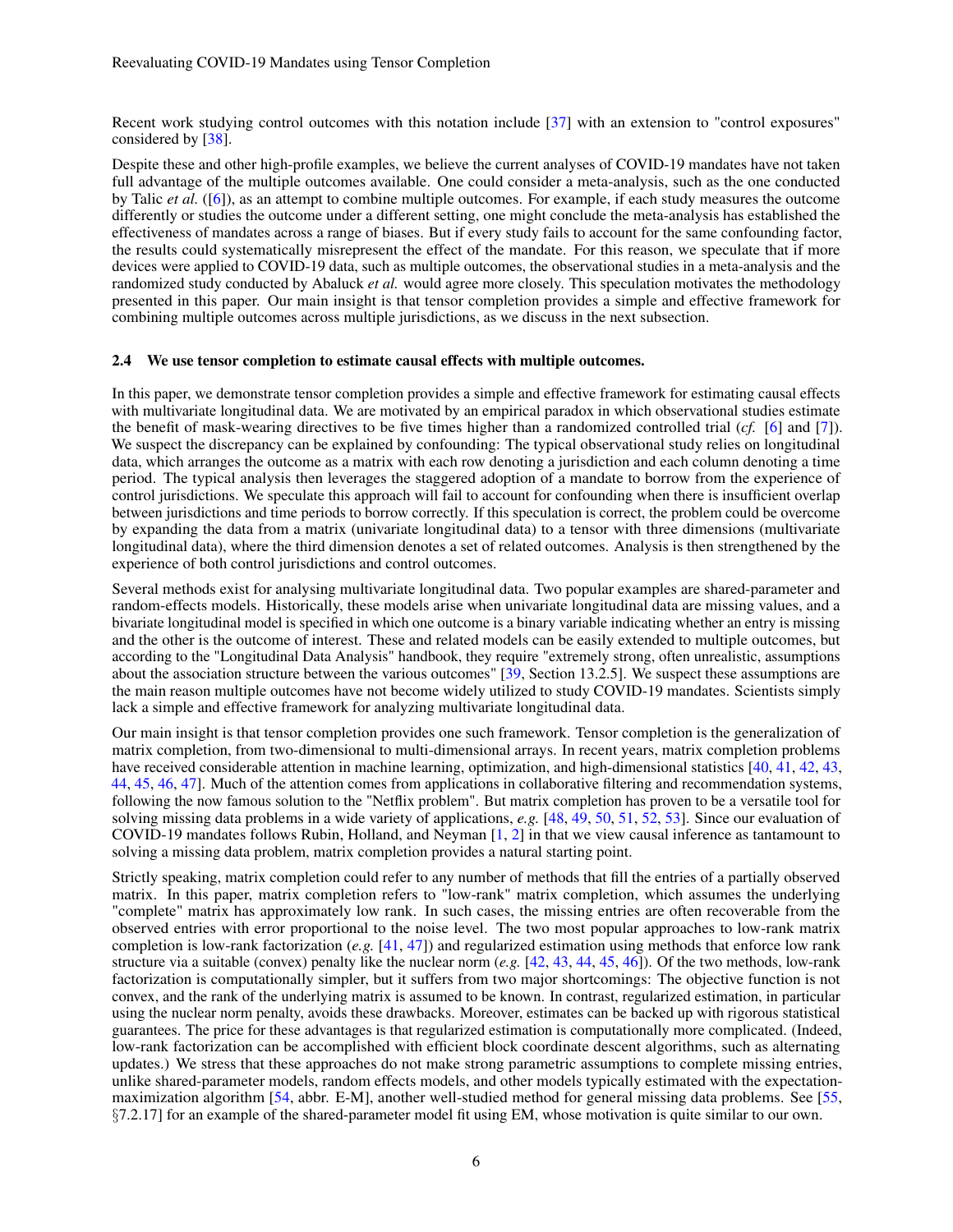Recent work studying control outcomes with this notation include [37] with an extension to "control exposures" considered by [38].

Despite these and other high-profile examples, we believe the current analyses of COVID-19 mandates have not taken full advantage of the multiple outcomes available. One could consider a meta-analysis, such as the one conducted by Talic *et al.* ([6]), as an attempt to combine multiple outcomes. For example, if each study measures the outcome differently or studies the outcome under a different setting, one might conclude the meta-analysis has established the effectiveness of mandates across a range of biases. But if every study fails to account for the same confounding factor, the results could systematically misrepresent the effect of the mandate. For this reason, we speculate that if more devices were applied to COVID-19 data, such as multiple outcomes, the observational studies in a meta-analysis and the randomized study conducted by Abaluck *et al.* would agree more closely. This speculation motivates the methodology presented in this paper. Our main insight is that tensor completion provides a simple and effective framework for combining multiple outcomes across multiple jurisdictions, as we discuss in the next subsection.

### 2.4 We use tensor completion to estimate causal effects with multiple outcomes.

In this paper, we demonstrate tensor completion provides a simple and effective framework for estimating causal effects with multivariate longitudinal data. We are motivated by an empirical paradox in which observational studies estimate the benefit of mask-wearing directives to be five times higher than a randomized controlled trial (*cf.* [6] and [7]). We suspect the discrepancy can be explained by confounding: The typical observational study relies on longitudinal data, which arranges the outcome as a matrix with each row denoting a jurisdiction and each column denoting a time period. The typical analysis then leverages the staggered adoption of a mandate to borrow from the experience of control jurisdictions. We speculate this approach will fail to account for confounding when there is insufficient overlap between jurisdictions and time periods to borrow correctly. If this speculation is correct, the problem could be overcome by expanding the data from a matrix (univariate longitudinal data) to a tensor with three dimensions (multivariate longitudinal data), where the third dimension denotes a set of related outcomes. Analysis is then strengthened by the experience of both control jurisdictions and control outcomes.

Several methods exist for analysing multivariate longitudinal data. Two popular examples are shared-parameter and random-effects models. Historically, these models arise when univariate longitudinal data are missing values, and a bivariate longitudinal model is specified in which one outcome is a binary variable indicating whether an entry is missing and the other is the outcome of interest. These and related models can be easily extended to multiple outcomes, but according to the "Longitudinal Data Analysis" handbook, they require "extremely strong, often unrealistic, assumptions about the association structure between the various outcomes" [39, Section 13.2.5]. We suspect these assumptions are the main reason multiple outcomes have not become widely utilized to study COVID-19 mandates. Scientists simply lack a simple and effective framework for analyzing multivariate longitudinal data.

Our main insight is that tensor completion provides one such framework. Tensor completion is the generalization of matrix completion, from two-dimensional to multi-dimensional arrays. In recent years, matrix completion problems have received considerable attention in machine learning, optimization, and high-dimensional statistics [40, 41, 42, 43, 44, 45, 46, 47]. Much of the attention comes from applications in collaborative filtering and recommendation systems, following the now famous solution to the "Netflix problem". But matrix completion has proven to be a versatile tool for solving missing data problems in a wide variety of applications, *e.g.* [48, 49, 50, 51, 52, 53]. Since our evaluation of COVID-19 mandates follows Rubin, Holland, and Neyman [1, 2] in that we view causal inference as tantamount to solving a missing data problem, matrix completion provides a natural starting point.

Strictly speaking, matrix completion could refer to any number of methods that fill the entries of a partially observed matrix. In this paper, matrix completion refers to "low-rank" matrix completion, which assumes the underlying "complete" matrix has approximately low rank. In such cases, the missing entries are often recoverable from the observed entries with error proportional to the noise level. The two most popular approaches to low-rank matrix completion is low-rank factorization (*e.g.* [41, 47]) and regularized estimation using methods that enforce low rank structure via a suitable (convex) penalty like the nuclear norm (*e.g.* [42, 43, 44, 45, 46]). Of the two methods, low-rank factorization is computationally simpler, but it suffers from two major shortcomings: The objective function is not convex, and the rank of the underlying matrix is assumed to be known. In contrast, regularized estimation, in particular using the nuclear norm penalty, avoids these drawbacks. Moreover, estimates can be backed up with rigorous statistical guarantees. The price for these advantages is that regularized estimation is computationally more complicated. (Indeed, low-rank factorization can be accomplished with efficient block coordinate descent algorithms, such as alternating updates.) We stress that these approaches do not make strong parametric assumptions to complete missing entries, unlike shared-parameter models, random effects models, and other models typically estimated with the expectation-maximization algorithm [54, abbr. E-M], another well-studied method for general missing data problems. See [55, §7.2.17] for an example of the shared-parameter model fit using EM, whose motivation is quite similar to our own.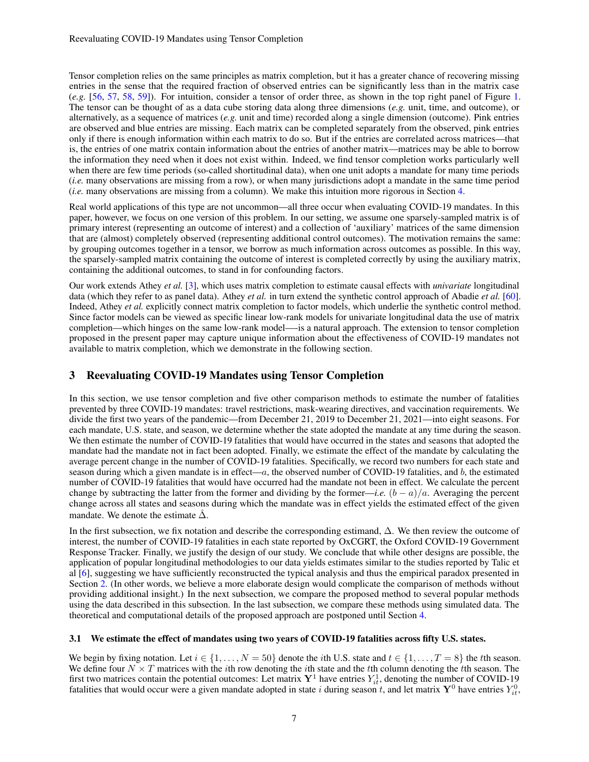Tensor completion relies on the same principles as matrix completion, but it has a greater chance of recovering missing entries in the sense that the required fraction of observed entries can be significantly less than in the matrix case (*e.g.* [56, 57, 58, 59]). For intuition, consider a tensor of order three, as shown in the top right panel of Figure 1. The tensor can be thought of as a data cube storing data along three dimensions (*e.g.* unit, time, and outcome), or alternatively, as a sequence of matrices (*e.g.* unit and time) recorded along a single dimension (outcome). Pink entries are observed and blue entries are missing. Each matrix can be completed separately from the observed, pink entries only if there is enough information within each matrix to do so. But if the entries are correlated across matrices—that is, the entries of one matrix contain information about the entries of another matrix—matrices may be able to borrow the information they need when it does not exist within. Indeed, we find tensor completion works particularly well when there are few time periods (so-called shortitudinal data), when one unit adopts a mandate for many time periods (*i.e.* many observations are missing from a row), or when many jurisdictions adopt a mandate in the same time period (*i.e.* many observations are missing from a column). We make this intuition more rigorous in Section 4.

Real world applications of this type are not uncommon—all three occur when evaluating COVID-19 mandates. In this paper, however, we focus on one version of this problem. In our setting, we assume one sparsely-sampled matrix is of primary interest (representing an outcome of interest) and a collection of 'auxiliary' matrices of the same dimension that are (almost) completely observed (representing additional control outcomes). The motivation remains the same: by grouping outcomes together in a tensor, we borrow as much information across outcomes as possible. In this way, the sparsely-sampled matrix containing the outcome of interest is completed correctly by using the auxiliary matrix, containing the additional outcomes, to stand in for confounding factors.

Our work extends Athey *et al.* [3], which uses matrix completion to estimate causal effects with *univariate* longitudinal data (which they refer to as panel data). Athey *et al.* in turn extend the synthetic control approach of Abadie *et al.* [60]. Indeed, Athey *et al.* explicitly connect matrix completion to factor models, which underlie the synthetic control method. Since factor models can be viewed as specific linear low-rank models for univariate longitudinal data the use of matrix completion—which hinges on the same low-rank model—-is a natural approach. The extension to tensor completion proposed in the present paper may capture unique information about the effectiveness of COVID-19 mandates not available to matrix completion, which we demonstrate in the following section.

## 3 Reevaluating COVID-19 Mandates using Tensor Completion

In this section, we use tensor completion and five other comparison methods to estimate the number of fatalities prevented by three COVID-19 mandates: travel restrictions, mask-wearing directives, and vaccination requirements. We divide the first two years of the pandemic—from December 21, 2019 to December 21, 2021—into eight seasons. For each mandate, U.S. state, and season, we determine whether the state adopted the mandate at any time during the season. We then estimate the number of COVID-19 fatalities that would have occurred in the states and seasons that adopted the mandate had the mandate not in fact been adopted. Finally, we estimate the effect of the mandate by calculating the average percent change in the number of COVID-19 fatalities. Specifically, we record two numbers for each state and season during which a given mandate is in effect—$a$, the observed number of COVID-19 fatalities, and $b$, the estimated number of COVID-19 fatalities that would have occurred had the mandate not been in effect. We calculate the percent change by subtracting the latter from the former and dividing by the former—*i.e.* $(b - a)/a$. Averaging the percent change across all states and seasons during which the mandate was in effect yields the estimated effect of the given mandate. We denote the estimate $\hat{\Delta}$.

In the first subsection, we fix notation and describe the corresponding estimand, $\Delta$. We then review the outcome of interest, the number of COVID-19 fatalities in each state reported by OxCGRT, the Oxford COVID-19 Government Response Tracker. Finally, we justify the design of our study. We conclude that while other designs are possible, the application of popular longitudinal methodologies to our data yields estimates similar to the studies reported by Talic et al [6], suggesting we have sufficiently reconstructed the typical analysis and thus the empirical paradox presented in Section 2. (In other words, we believe a more elaborate design would complicate the comparison of methods without providing additional insight.) In the next subsection, we compare the proposed method to several popular methods using the data described in this subsection. In the last subsection, we compare these methods using simulated data. The theoretical and computational details of the proposed approach are postponed until Section 4.

### 3.1 We estimate the effect of mandates using two years of COVID-19 fatalities across fifty U.S. states.

We begin by fixing notation. Let $i \in \{1, \ldots, N = 50\}$ denote the $i$th U.S. state and $t \in \{1, \ldots, T = 8\}$ the $t$th season. We define four $N \times T$ matrices with the $i$th row denoting the $i$th state and the $t$th column denoting the $t$th season. The first two matrices contain the potential outcomes: Let matrix $\mathbf{Y}^1$ have entries $Y_{it}^1$, denoting the number of COVID-19 fatalities that would occur were a given mandate adopted in state $i$ during season $t$, and let matrix $\mathbf{Y}^0$ have entries $Y_{it}^0$,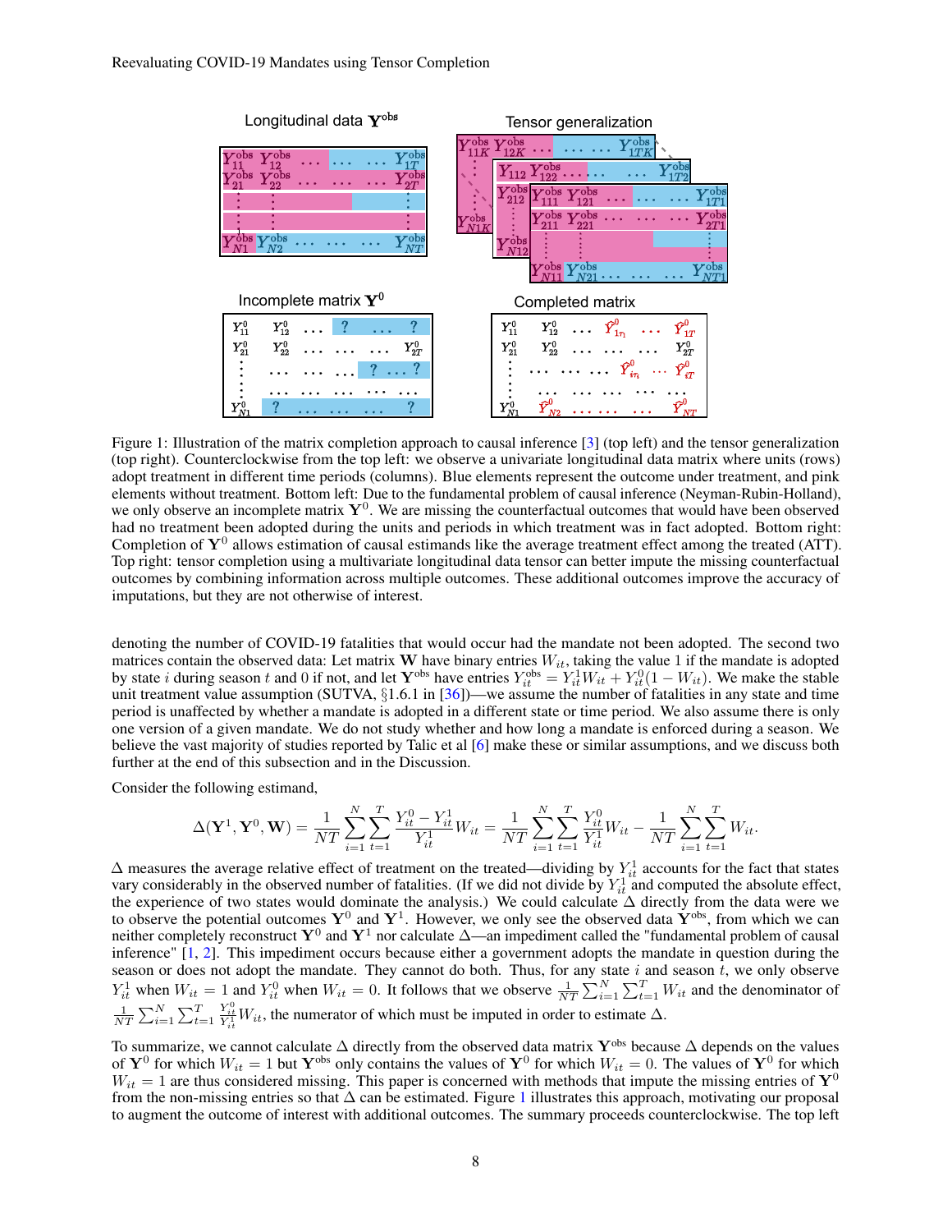Figure 1: Illustration of the matrix completion approach to causal inference [3] (top left) and the tensor generalization (top right). Counterclockwise from the top left: we observe a univariate longitudinal data matrix where units (rows) adopt treatment in different time periods (columns). Blue elements represent the outcome under treatment, and pink elements without treatment. Bottom left: Due to the fundamental problem of causal inference (Neyman-Rubin-Holland), we only observe an incomplete matrix $\mathbf{Y}^0$. We are missing the counterfactual outcomes that would have been observed had no treatment been adopted during the units and periods in which treatment was in fact adopted. Bottom right: Completion of $\mathbf{Y}^0$ allows estimation of causal estimands like the average treatment effect among the treated (ATT). Top right: tensor completion using a multivariate longitudinal data tensor can better impute the missing counterfactual outcomes by combining information across multiple outcomes. These additional outcomes improve the accuracy of imputations, but they are not otherwise of interest.

denoting the number of COVID-19 fatalities that would occur had the mandate not been adopted. The second two matrices contain the observed data: Let matrix $\mathbf{W}$ have binary entries $W_{it}$, taking the value 1 if the mandate is adopted by state $i$ during season $t$ and 0 if not, and let $\mathbf{Y}^{\text{obs}}$ have entries $Y_{it}^{\text{obs}} = Y_{it}^1 W_{it} + Y_{it}^0(1 - W_{it})$. We make the stable unit treatment value assumption (SUTVA, §1.6.1 in [36])—we assume the number of fatalities in any state and time period is unaffected by whether a mandate is adopted in a different state or time period. We also assume there is only one version of a given mandate. We do not study whether and how long a mandate is enforced during a season. We believe the vast majority of studies reported by Talic et al [6] make these or similar assumptions, and we discuss both further at the end of this subsection and in the Discussion.

Consider the following estimand,

$$\Delta(\mathbf{Y}^1, \mathbf{Y}^0, \mathbf{W}) = \frac{1}{NT}\sum_{i=1}^{N}\sum_{t=1}^{T}\frac{Y_{it}^0 - Y_{it}^1}{Y_{it}^1}W_{it} = \frac{1}{NT}\sum_{i=1}^{N}\sum_{t=1}^{T}\frac{Y_{it}^0}{Y_{it}^1}W_{it} - \frac{1}{NT}\sum_{i=1}^{N}\sum_{t=1}^{T}W_{it}.$$

$\Delta$ measures the average relative effect of treatment on the treated—dividing by $Y_{it}^1$ accounts for the fact that states vary considerably in the observed number of fatalities. (If we did not divide by $Y_{it}^1$ and computed the absolute effect, the experience of two states would dominate the analysis.) We could calculate $\Delta$ directly from the data were we to observe the potential outcomes $\mathbf{Y}^0$ and $\mathbf{Y}^1$. However, we only see the observed data $\mathbf{Y}^{\text{obs}}$, from which we can neither completely reconstruct $\mathbf{Y}^0$ and $\mathbf{Y}^1$ nor calculate $\Delta$—an impediment called the "fundamental problem of causal inference" [1, 2]. This impediment occurs because either a government adopts the mandate in question during the season or does not adopt the mandate. They cannot do both. Thus, for any state $i$ and season $t$, we only observe $Y_{it}^1$ when $W_{it} = 1$ and $Y_{it}^0$ when $W_{it} = 0$. It follows that we observe $\frac{1}{NT}\sum_{i=1}^{N}\sum_{t=1}^{T}W_{it}$ and the denominator of $\frac{1}{NT}\sum_{i=1}^{N}\sum_{t=1}^{T}\frac{Y_{it}^0}{Y_{it}^1}W_{it}$, the numerator of which must be imputed in order to estimate $\Delta$.

To summarize, we cannot calculate $\Delta$ directly from the observed data matrix $\mathbf{Y}^{\text{obs}}$ because $\Delta$ depends on the values of $\mathbf{Y}^0$ for which $W_{it} = 1$ but $\mathbf{Y}^{\text{obs}}$ only contains the values of $\mathbf{Y}^0$ for which $W_{it} = 0$. The values of $\mathbf{Y}^0$ for which $W_{it} = 1$ are thus considered missing. This paper is concerned with methods that impute the missing entries of $\mathbf{Y}^0$ from the non-missing entries so that $\Delta$ can be estimated. Figure 1 illustrates this approach, motivating our proposal to augment the outcome of interest with additional outcomes. The summary proceeds counterclockwise. The top left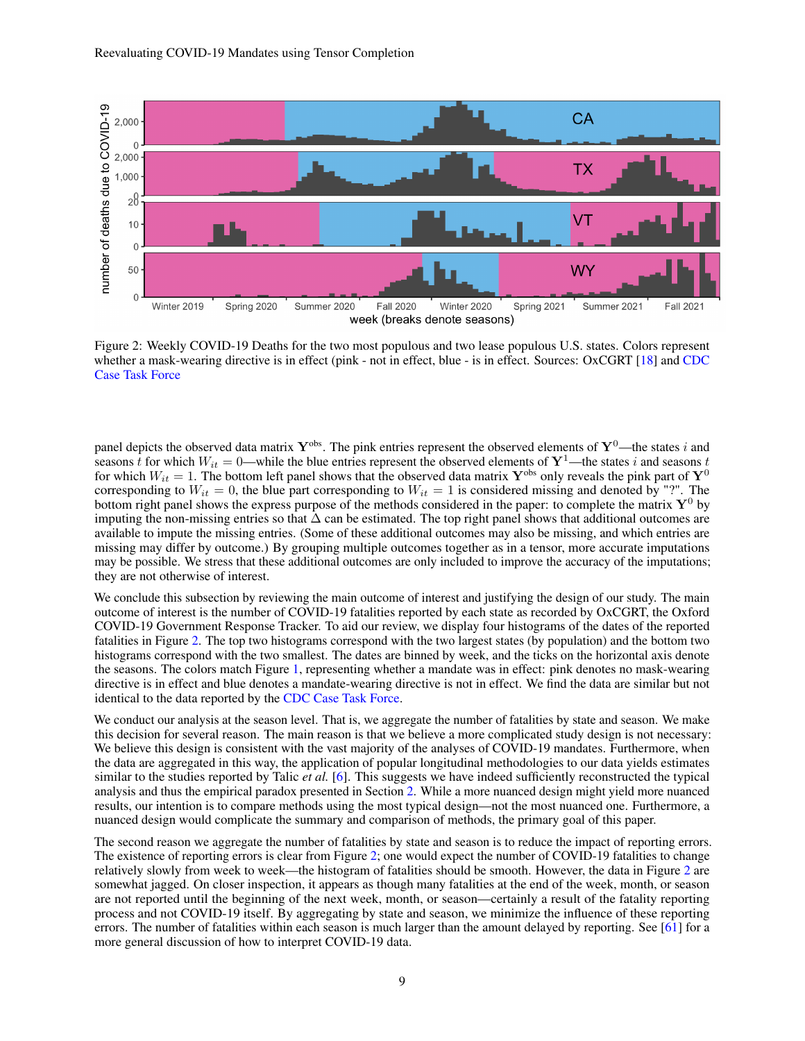Figure 2: Weekly COVID-19 Deaths for the two most populous and two lease populous U.S. states. Colors represent whether a mask-wearing directive is in effect (pink - not in effect, blue - is in effect. Sources: OxCGRT [18] and CDC Case Task Force

panel depicts the observed data matrix $\mathbf{Y}^{\text{obs}}$. The pink entries represent the observed elements of $\mathbf{Y}^0$—the states $i$ and seasons $t$ for which $W_{it} = 0$—while the blue entries represent the observed elements of $\mathbf{Y}^1$—the states $i$ and seasons $t$ for which $W_{it} = 1$. The bottom left panel shows that the observed data matrix $\mathbf{Y}^{\text{obs}}$ only reveals the pink part of $\mathbf{Y}^0$ corresponding to $W_{it} = 0$, the blue part corresponding to $W_{it} = 1$ is considered missing and denoted by "?". The bottom right panel shows the express purpose of the methods considered in the paper: to complete the matrix $\mathbf{Y}^0$ by imputing the non-missing entries so that $\Delta$ can be estimated. The top right panel shows that additional outcomes are available to impute the missing entries. (Some of these additional outcomes may also be missing, and which entries are missing may differ by outcome.) By grouping multiple outcomes together as in a tensor, more accurate imputations may be possible. We stress that these additional outcomes are only included to improve the accuracy of the imputations; they are not otherwise of interest.

We conclude this subsection by reviewing the main outcome of interest and justifying the design of our study. The main outcome of interest is the number of COVID-19 fatalities reported by each state as recorded by OxCGRT, the Oxford COVID-19 Government Response Tracker. To aid our review, we display four histograms of the dates of the reported fatalities in Figure 2. The top two histograms correspond with the two largest states (by population) and the bottom two histograms correspond with the two smallest. The dates are binned by week, and the ticks on the horizontal axis denote the seasons. The colors match Figure 1, representing whether a mandate was in effect: pink denotes no mask-wearing directive is in effect and blue denotes a mandate-wearing directive is not in effect. We find the data are similar but not identical to the data reported by the CDC Case Task Force.

We conduct our analysis at the season level. That is, we aggregate the number of fatalities by state and season. We make this decision for several reason. The main reason is that we believe a more complicated study design is not necessary: We believe this design is consistent with the vast majority of the analyses of COVID-19 mandates. Furthermore, when the data are aggregated in this way, the application of popular longitudinal methodologies to our data yields estimates similar to the studies reported by Talic *et al.* [6]. This suggests we have indeed sufficiently reconstructed the typical analysis and thus the empirical paradox presented in Section 2. While a more nuanced design might yield more nuanced results, our intention is to compare methods using the most typical design—not the most nuanced one. Furthermore, a nuanced design would complicate the summary and comparison of methods, the primary goal of this paper.

The second reason we aggregate the number of fatalities by state and season is to reduce the impact of reporting errors. The existence of reporting errors is clear from Figure 2; one would expect the number of COVID-19 fatalities to change relatively slowly from week to week—the histogram of fatalities should be smooth. However, the data in Figure 2 are somewhat jagged. On closer inspection, it appears as though many fatalities at the end of the week, month, or season are not reported until the beginning of the next week, month, or season—certainly a result of the fatality reporting process and not COVID-19 itself. By aggregating by state and season, we minimize the influence of these reporting errors. The number of fatalities within each season is much larger than the amount delayed by reporting. See [61] for a more general discussion of how to interpret COVID-19 data.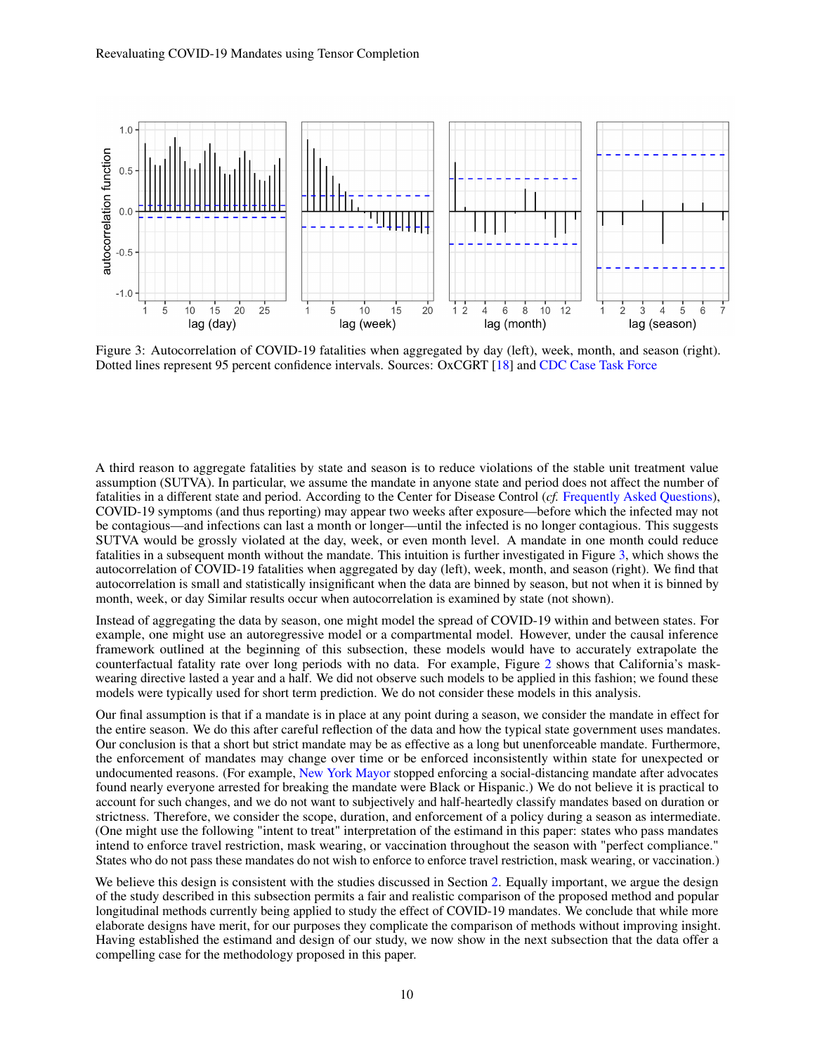Figure 3: Autocorrelation of COVID-19 fatalities when aggregated by day (left), week, month, and season (right). Dotted lines represent 95 percent confidence intervals. Sources: OxCGRT [18] and CDC Case Task Force

A third reason to aggregate fatalities by state and season is to reduce violations of the stable unit treatment value assumption (SUTVA). In particular, we assume the mandate in anyone state and period does not affect the number of fatalities in a different state and period. According to the Center for Disease Control (*cf.* Frequently Asked Questions), COVID-19 symptoms (and thus reporting) may appear two weeks after exposure—before which the infected may not be contagious—and infections can last a month or longer—until the infected is no longer contagious. This suggests SUTVA would be grossly violated at the day, week, or even month level. A mandate in one month could reduce fatalities in a subsequent month without the mandate. This intuition is further investigated in Figure 3, which shows the autocorrelation of COVID-19 fatalities when aggregated by day (left), week, month, and season (right). We find that autocorrelation is small and statistically insignificant when the data are binned by season, but not when it is binned by month, week, or day Similar results occur when autocorrelation is examined by state (not shown).

Instead of aggregating the data by season, one might model the spread of COVID-19 within and between states. For example, one might use an autoregressive model or a compartmental model. However, under the causal inference framework outlined at the beginning of this subsection, these models would have to accurately extrapolate the counterfactual fatality rate over long periods with no data. For example, Figure 2 shows that California's mask-wearing directive lasted a year and a half. We did not observe such models to be applied in this fashion; we found these models were typically used for short term prediction. We do not consider these models in this analysis.

Our final assumption is that if a mandate is in place at any point during a season, we consider the mandate in effect for the entire season. We do this after careful reflection of the data and how the typical state government uses mandates. Our conclusion is that a short but strict mandate may be as effective as a long but unenforceable mandate. Furthermore, the enforcement of mandates may change over time or be enforced inconsistently within state for unexpected or undocumented reasons. (For example, New York Mayor stopped enforcing a social-distancing mandate after advocates found nearly everyone arrested for breaking the mandate were Black or Hispanic.) We do not believe it is practical to account for such changes, and we do not want to subjectively and half-heartedly classify mandates based on duration or strictness. Therefore, we consider the scope, duration, and enforcement of a policy during a season as intermediate. (One might use the following "intent to treat" interpretation of the estimand in this paper: states who pass mandates intend to enforce travel restriction, mask wearing, or vaccination throughout the season with "perfect compliance." States who do not pass these mandates do not wish to enforce to enforce travel restriction, mask wearing, or vaccination.)

We believe this design is consistent with the studies discussed in Section 2. Equally important, we argue the design of the study described in this subsection permits a fair and realistic comparison of the proposed method and popular longitudinal methods currently being applied to study the effect of COVID-19 mandates. We conclude that while more elaborate designs have merit, for our purposes they complicate the comparison of methods without improving insight. Having established the estimand and design of our study, we now show in the next subsection that the data offer a compelling case for the methodology proposed in this paper.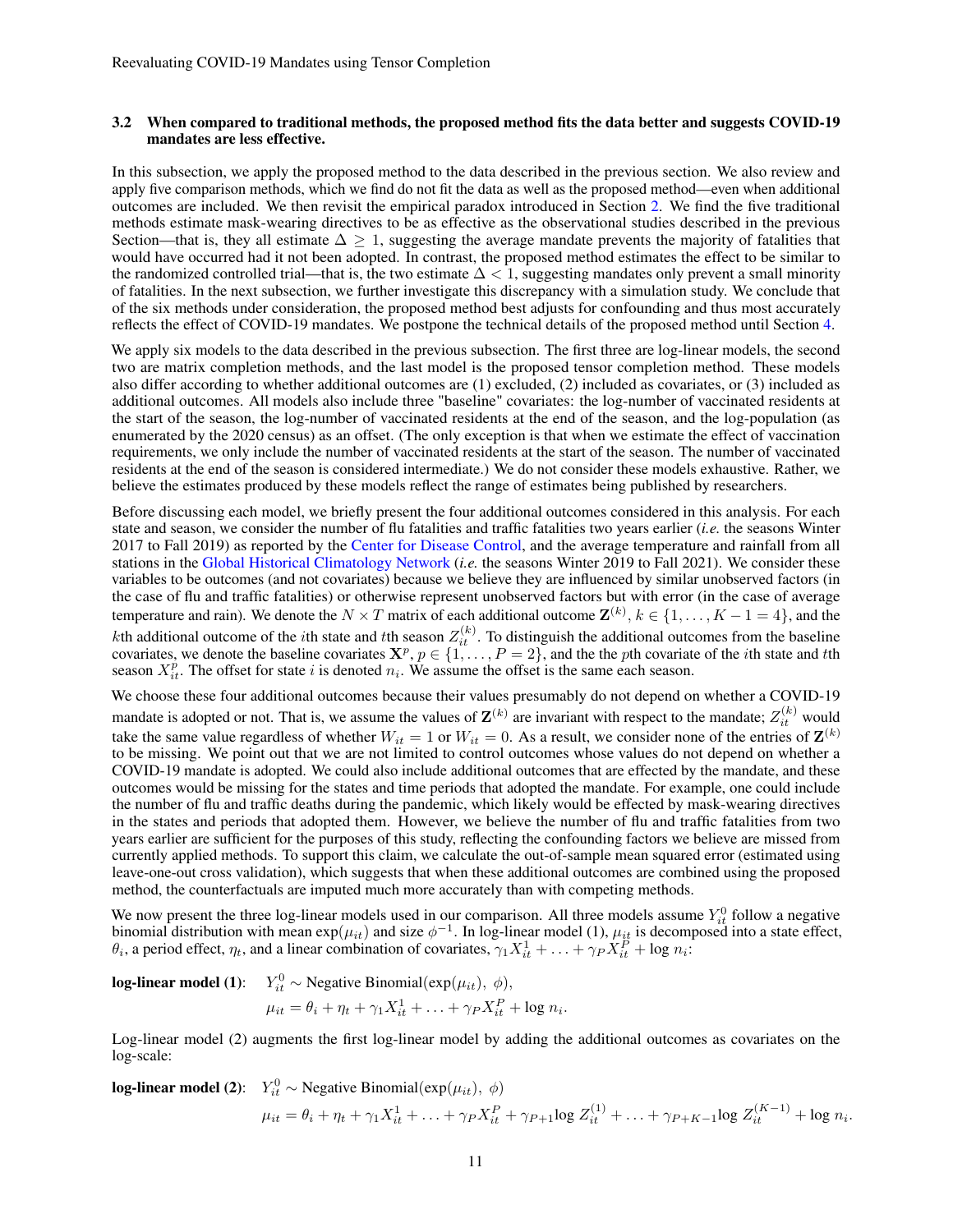### 3.2 When compared to traditional methods, the proposed method fits the data better and suggests COVID-19 mandates are less effective.

In this subsection, we apply the proposed method to the data described in the previous section. We also review and apply five comparison methods, which we find do not fit the data as well as the proposed method—even when additional outcomes are included. We then revisit the empirical paradox introduced in Section 2. We find the five traditional methods estimate mask-wearing directives to be as effective as the observational studies described in the previous Section—that is, they all estimate $\Delta \geq 1$, suggesting the average mandate prevents the majority of fatalities that would have occurred had it not been adopted. In contrast, the proposed method estimates the effect to be similar to the randomized controlled trial—that is, the two estimate $\Delta < 1$, suggesting mandates only prevent a small minority of fatalities. In the next subsection, we further investigate this discrepancy with a simulation study. We conclude that of the six methods under consideration, the proposed method best adjusts for confounding and thus most accurately reflects the effect of COVID-19 mandates. We postpone the technical details of the proposed method until Section 4.

We apply six models to the data described in the previous subsection. The first three are log-linear models, the second two are matrix completion methods, and the last model is the proposed tensor completion method. These models also differ according to whether additional outcomes are (1) excluded, (2) included as covariates, or (3) included as additional outcomes. All models also include three "baseline" covariates: the log-number of vaccinated residents at the start of the season, the log-number of vaccinated residents at the end of the season, and the log-population (as enumerated by the 2020 census) as an offset. (The only exception is that when we estimate the effect of vaccination requirements, we only include the number of vaccinated residents at the start of the season. The number of vaccinated residents at the end of the season is considered intermediate.) We do not consider these models exhaustive. Rather, we believe the estimates produced by these models reflect the range of estimates being published by researchers.

Before discussing each model, we briefly present the four additional outcomes considered in this analysis. For each state and season, we consider the number of flu fatalities and traffic fatalities two years earlier (*i.e.* the seasons Winter 2017 to Fall 2019) as reported by the Center for Disease Control, and the average temperature and rainfall from all stations in the Global Historical Climatology Network (*i.e.* the seasons Winter 2019 to Fall 2021). We consider these variables to be outcomes (and not covariates) because we believe they are influenced by similar unobserved factors (in the case of flu and traffic fatalities) or otherwise represent unobserved factors but with error (in the case of average temperature and rain). We denote the $N \times T$ matrix of each additional outcome $\mathbf{Z}^{(k)}$, $k \in \{1, \ldots, K-1 = 4\}$, and the $k$th additional outcome of the $i$th state and $t$th season $Z_{it}^{(k)}$. To distinguish the additional outcomes from the baseline covariates, we denote the baseline covariates $\mathbf{X}^p$, $p \in \{1, \ldots, P = 2\}$, and the the $p$th covariate of the $i$th state and $t$th season $X_{it}^p$. The offset for state $i$ is denoted $n_i$. We assume the offset is the same each season.

We choose these four additional outcomes because their values presumably do not depend on whether a COVID-19 mandate is adopted or not. That is, we assume the values of $\mathbf{Z}^{(k)}$ are invariant with respect to the mandate; $Z_{it}^{(k)}$ would take the same value regardless of whether $W_{it} = 1$ or $W_{it} = 0$. As a result, we consider none of the entries of $\mathbf{Z}^{(k)}$ to be missing. We point out that we are not limited to control outcomes whose values do not depend on whether a COVID-19 mandate is adopted. We could also include additional outcomes that are effected by the mandate, and these outcomes would be missing for the states and time periods that adopted the mandate. For example, one could include the number of flu and traffic deaths during the pandemic, which likely would be effected by mask-wearing directives in the states and periods that adopted them. However, we believe the number of flu and traffic fatalities from two years earlier are sufficient for the purposes of this study, reflecting the confounding factors we believe are missed from currently applied methods. To support this claim, we calculate the out-of-sample mean squared error (estimated using leave-one-out cross validation), which suggests that when these additional outcomes are combined using the proposed method, the counterfactuals are imputed much more accurately than with competing methods.

We now present the three log-linear models used in our comparison. All three models assume $Y_{it}^0$ follow a negative binomial distribution with mean $\exp(\mu_{it})$ and size $\phi^{-1}$. In log-linear model (1), $\mu_{it}$ is decomposed into a state effect, $\theta_i$, a period effect, $\eta_t$, and a linear combination of covariates, $\gamma_1 X_{it}^1 + \ldots + \gamma_P X_{it}^P + \log n_i$:

**log-linear model (1)**:
$$Y_{it}^0 \sim \text{Negative Binomial}(\exp(\mu_{it}),\ \phi),$$
$$\mu_{it} = \theta_i + \eta_t + \gamma_1 X_{it}^1 + \ldots + \gamma_P X_{it}^P + \log n_i.$$

Log-linear model (2) augments the first log-linear model by adding the additional outcomes as covariates on the log-scale:

**log-linear model (2)**:
$$Y_{it}^0 \sim \text{Negative Binomial}(\exp(\mu_{it}),\ \phi)$$
$$\mu_{it} = \theta_i + \eta_t + \gamma_1 X_{it}^1 + \ldots + \gamma_P X_{it}^P + \gamma_{P+1} \log Z_{it}^{(1)} + \ldots + \gamma_{P+K-1} \log Z_{it}^{(K-1)} + \log n_i.$$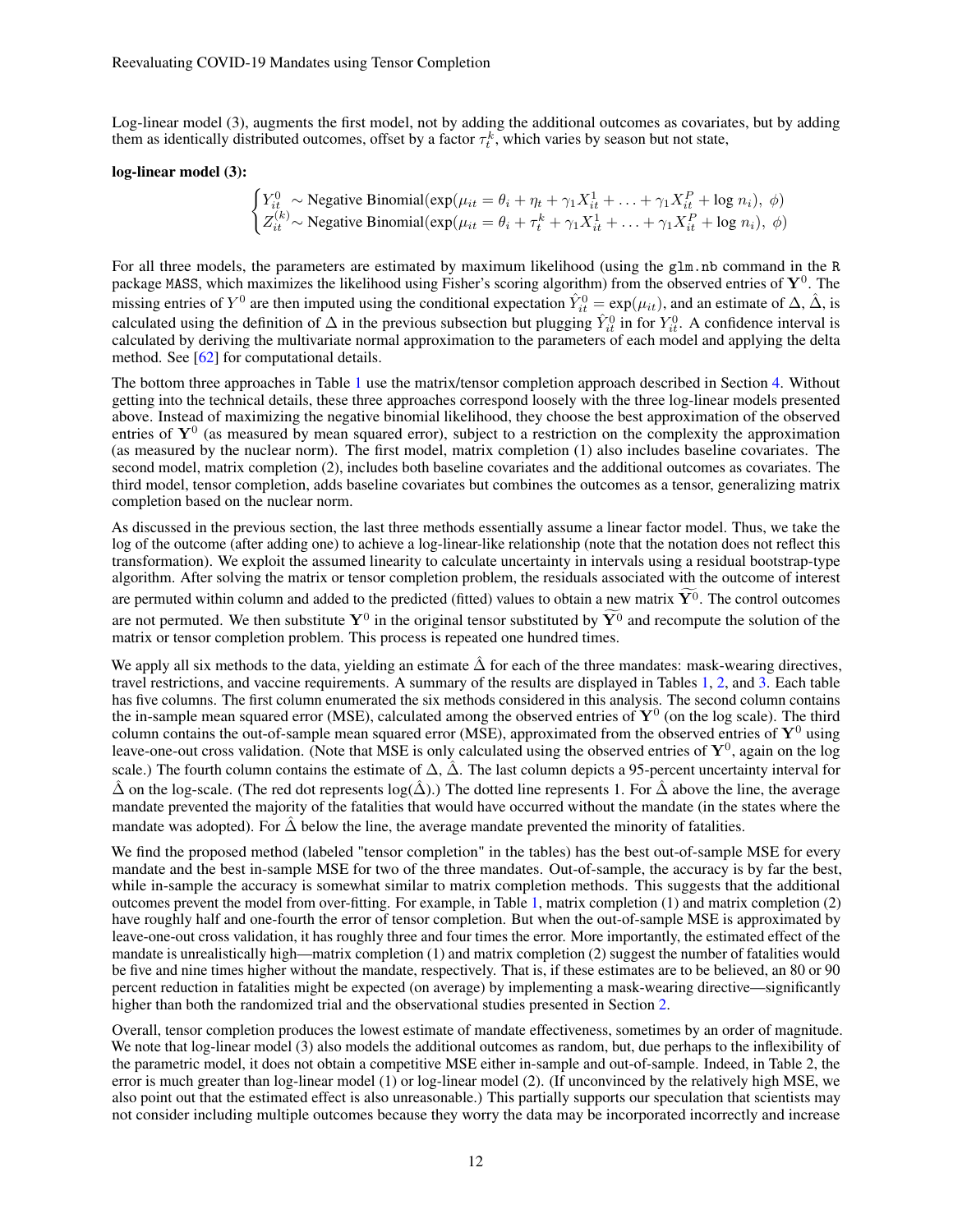Log-linear model (3), augments the first model, not by adding the additional outcomes as covariates, but by adding them as identically distributed outcomes, offset by a factor $\tau_t^k$, which varies by season but not state,

**log-linear model (3):**

$$\begin{cases} Y_{it}^0 \sim \text{Negative Binomial}(\exp(\mu_{it} = \theta_i + \eta_t + \gamma_1 X_{it}^1 + \ldots + \gamma_1 X_{it}^P + \log n_i),\ \phi) \\ Z_{it}^{(k)} \sim \text{Negative Binomial}(\exp(\mu_{it} = \theta_i + \tau_t^k + \gamma_1 X_{it}^1 + \ldots + \gamma_1 X_{it}^P + \log n_i),\ \phi) \end{cases}$$

For all three models, the parameters are estimated by maximum likelihood (using the `glm.nb` command in the `R` package `MASS`, which maximizes the likelihood using Fisher's scoring algorithm) from the observed entries of $\mathbf{Y}^0$. The missing entries of $Y^0$ are then imputed using the conditional expectation $\hat{Y}_{it}^0 = \exp(\mu_{it})$, and an estimate of $\Delta$, $\hat{\Delta}$, is calculated using the definition of $\Delta$ in the previous subsection but plugging $\hat{Y}_{it}^0$ in for $Y_{it}^0$. A confidence interval is calculated by deriving the multivariate normal approximation to the parameters of each model and applying the delta method. See [62] for computational details.

The bottom three approaches in Table 1 use the matrix/tensor completion approach described in Section 4. Without getting into the technical details, these three approaches correspond loosely with the three log-linear models presented above. Instead of maximizing the negative binomial likelihood, they choose the best approximation of the observed entries of $\mathbf{Y}^0$ (as measured by mean squared error), subject to a restriction on the complexity the approximation (as measured by the nuclear norm). The first model, matrix completion (1) also includes baseline covariates. The second model, matrix completion (2), includes both baseline covariates and the additional outcomes as covariates. The third model, tensor completion, adds baseline covariates but combines the outcomes as a tensor, generalizing matrix completion based on the nuclear norm.

As discussed in the previous section, the last three methods essentially assume a linear factor model. Thus, we take the log of the outcome (after adding one) to achieve a log-linear-like relationship (note that the notation does not reflect this transformation). We exploit the assumed linearity to calculate uncertainty in intervals using a residual bootstrap-type algorithm. After solving the matrix or tensor completion problem, the residuals associated with the outcome of interest are permuted within column and added to the predicted (fitted) values to obtain a new matrix $\widetilde{\mathbf{Y}}^0$. The control outcomes are not permuted. We then substitute $\mathbf{Y}^0$ in the original tensor substituted by $\widetilde{\mathbf{Y}}^0$ and recompute the solution of the matrix or tensor completion problem. This process is repeated one hundred times.

We apply all six methods to the data, yielding an estimate $\hat{\Delta}$ for each of the three mandates: mask-wearing directives, travel restrictions, and vaccine requirements. A summary of the results are displayed in Tables 1, 2, and 3. Each table has five columns. The first column enumerated the six methods considered in this analysis. The second column contains the in-sample mean squared error (MSE), calculated among the observed entries of $\mathbf{Y}^0$ (on the log scale). The third column contains the out-of-sample mean squared error (MSE), approximated from the observed entries of $\mathbf{Y}^0$ using leave-one-out cross validation. (Note that MSE is only calculated using the observed entries of $\mathbf{Y}^0$, again on the log scale.) The fourth column contains the estimate of $\Delta$, $\hat{\Delta}$. The last column depicts a 95-percent uncertainty interval for $\hat{\Delta}$ on the log-scale. (The red dot represents $\log(\hat{\Delta})$.) The dotted line represents 1. For $\hat{\Delta}$ above the line, the average mandate prevented the majority of the fatalities that would have occurred without the mandate (in the states where the mandate was adopted). For $\hat{\Delta}$ below the line, the average mandate prevented the minority of fatalities.

We find the proposed method (labeled "tensor completion" in the tables) has the best out-of-sample MSE for every mandate and the best in-sample MSE for two of the three mandates. Out-of-sample, the accuracy is by far the best, while in-sample the accuracy is somewhat similar to matrix completion methods. This suggests that the additional outcomes prevent the model from over-fitting. For example, in Table 1, matrix completion (1) and matrix completion (2) have roughly half and one-fourth the error of tensor completion. But when the out-of-sample MSE is approximated by leave-one-out cross validation, it has roughly three and four times the error. More importantly, the estimated effect of the mandate is unrealistically high—matrix completion (1) and matrix completion (2) suggest the number of fatalities would be five and nine times higher without the mandate, respectively. That is, if these estimates are to be believed, an 80 or 90 percent reduction in fatalities might be expected (on average) by implementing a mask-wearing directive—significantly higher than both the randomized trial and the observational studies presented in Section 2.

Overall, tensor completion produces the lowest estimate of mandate effectiveness, sometimes by an order of magnitude. We note that log-linear model (3) also models the additional outcomes as random, but, due perhaps to the inflexibility of the parametric model, it does not obtain a competitive MSE either in-sample and out-of-sample. Indeed, in Table 2, the error is much greater than log-linear model (1) or log-linear model (2). (If unconvinced by the relatively high MSE, we also point out that the estimated effect is also unreasonable.) This partially supports our speculation that scientists may not consider including multiple outcomes because they worry the data may be incorporated incorrectly and increase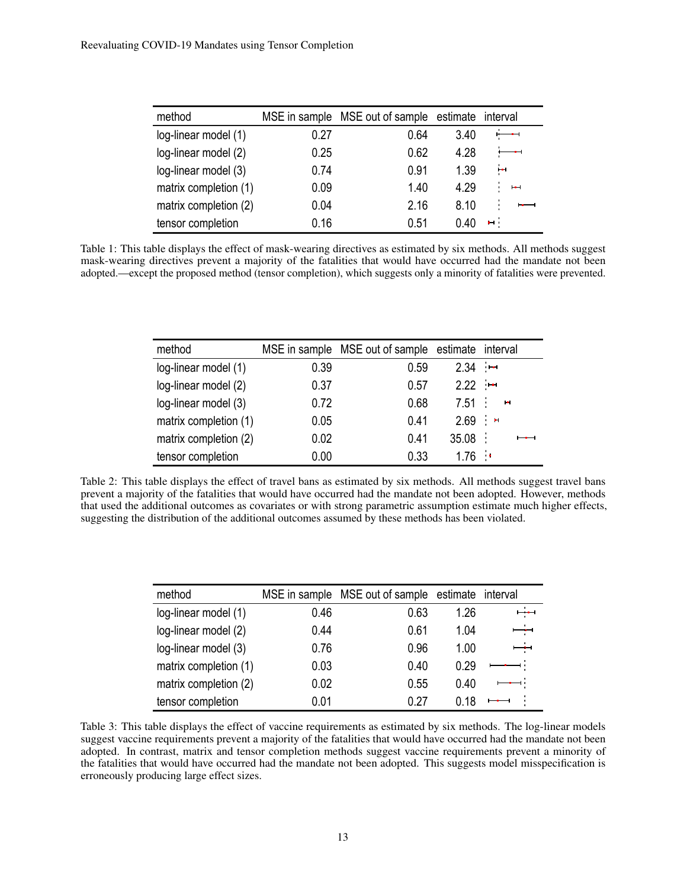| method | MSE in sample | MSE out of sample | estimate | interval |
| --- | --- | --- | --- | --- |
| log-linear model (1) | 0.27 | 0.64 | 3.40 | |
| log-linear model (2) | 0.25 | 0.62 | 4.28 | |
| log-linear model (3) | 0.74 | 0.91 | 1.39 | |
| matrix completion (1) | 0.09 | 1.40 | 4.29 | |
| matrix completion (2) | 0.04 | 2.16 | 8.10 | |
| tensor completion | 0.16 | 0.51 | 0.40 | |

Table 1: This table displays the effect of mask-wearing directives as estimated by six methods. All methods suggest mask-wearing directives prevent a majority of the fatalities that would have occurred had the mandate not been adopted.—except the proposed method (tensor completion), which suggests only a minority of fatalities were prevented.

| method | MSE in sample | MSE out of sample | estimate | interval |
| --- | --- | --- | --- | --- |
| log-linear model (1) | 0.39 | 0.59 | 2.34 | |
| log-linear model (2) | 0.37 | 0.57 | 2.22 | |
| log-linear model (3) | 0.72 | 0.68 | 7.51 | |
| matrix completion (1) | 0.05 | 0.41 | 2.69 | |
| matrix completion (2) | 0.02 | 0.41 | 35.08 | |
| tensor completion | 0.00 | 0.33 | 1.76 | |

Table 2: This table displays the effect of travel bans as estimated by six methods. All methods suggest travel bans prevent a majority of the fatalities that would have occurred had the mandate not been adopted. However, methods that used the additional outcomes as covariates or with strong parametric assumption estimate much higher effects, suggesting the distribution of the additional outcomes assumed by these methods has been violated.

| method | MSE in sample | MSE out of sample | estimate | interval |
| --- | --- | --- | --- | --- |
| log-linear model (1) | 0.46 | 0.63 | 1.26 | |
| log-linear model (2) | 0.44 | 0.61 | 1.04 | |
| log-linear model (3) | 0.76 | 0.96 | 1.00 | |
| matrix completion (1) | 0.03 | 0.40 | 0.29 | |
| matrix completion (2) | 0.02 | 0.55 | 0.40 | |
| tensor completion | 0.01 | 0.27 | 0.18 | |

Table 3: This table displays the effect of vaccine requirements as estimated by six methods. The log-linear models suggest vaccine requirements prevent a majority of the fatalities that would have occurred had the mandate not been adopted. In contrast, matrix and tensor completion methods suggest vaccine requirements prevent a minority of the fatalities that would have occurred had the mandate not been adopted. This suggests model misspecification is erroneously producing large effect sizes.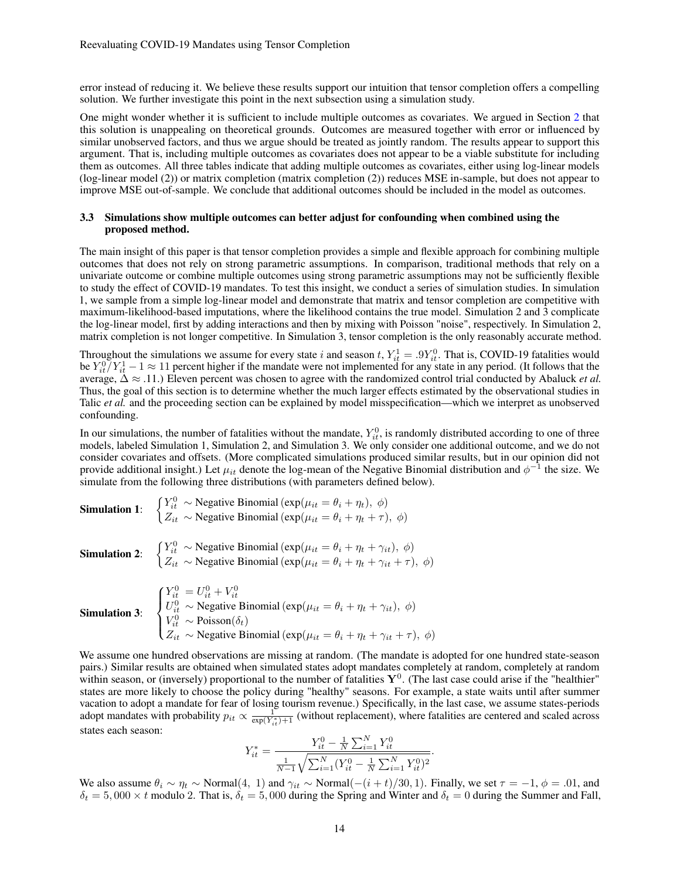error instead of reducing it. We believe these results support our intuition that tensor completion offers a compelling solution. We further investigate this point in the next subsection using a simulation study.

One might wonder whether it is sufficient to include multiple outcomes as covariates. We argued in Section 2 that this solution is unappealing on theoretical grounds. Outcomes are measured together with error or influenced by similar unobserved factors, and thus we argue should be treated as jointly random. The results appear to support this argument. That is, including multiple outcomes as covariates does not appear to be a viable substitute for including them as outcomes. All three tables indicate that adding multiple outcomes as covariates, either using log-linear models (log-linear model (2)) or matrix completion (matrix completion (2)) reduces MSE in-sample, but does not appear to improve MSE out-of-sample. We conclude that additional outcomes should be included in the model as outcomes.

### 3.3 Simulations show multiple outcomes can better adjust for confounding when combined using the proposed method.

The main insight of this paper is that tensor completion provides a simple and flexible approach for combining multiple outcomes that does not rely on strong parametric assumptions. In comparison, traditional methods that rely on a univariate outcome or combine multiple outcomes using strong parametric assumptions may not be sufficiently flexible to study the effect of COVID-19 mandates. To test this insight, we conduct a series of simulation studies. In simulation 1, we sample from a simple log-linear model and demonstrate that matrix and tensor completion are competitive with maximum-likelihood-based imputations, where the likelihood contains the true model. Simulation 2 and 3 complicate the log-linear model, first by adding interactions and then by mixing with Poisson "noise", respectively. In Simulation 2, matrix completion is not longer competitive. In Simulation 3, tensor completion is the only reasonably accurate method.

Throughout the simulations we assume for every state $i$ and season $t$, $Y_{it}^1 = .9Y_{it}^0$. That is, COVID-19 fatalities would be $Y_{it}^0/Y_{it}^1 - 1 \approx 11$ percent higher if the mandate were not implemented for any state in any period. (It follows that the average, $\Delta \approx .11$.) Eleven percent was chosen to agree with the randomized control trial conducted by Abaluck *et al.* Thus, the goal of this section is to determine whether the much larger effects estimated by the observational studies in Talic *et al.* and the proceeding section can be explained by model misspecification—which we interpret as unobserved confounding.

In our simulations, the number of fatalities without the mandate, $Y_{it}^0$, is randomly distributed according to one of three models, labeled Simulation 1, Simulation 2, and Simulation 3. We only consider one additional outcome, and we do not consider covariates and offsets. (More complicated simulations produced similar results, but in our opinion did not provide additional insight.) Let $\mu_{it}$ denote the log-mean of the Negative Binomial distribution and $\phi^{-1}$ the size. We simulate from the following three distributions (with parameters defined below).

**Simulation 1**: 
$$\begin{cases} Y_{it}^0 \sim \text{Negative Binomial}\left(\exp(\mu_{it} = \theta_i + \eta_t),\ \phi\right) \\ Z_{it} \sim \text{Negative Binomial}\left(\exp(\mu_{it} = \theta_i + \eta_t + \tau),\ \phi\right) \end{cases}$$

**Simulation 2**: 
$$\begin{cases} Y_{it}^0 \sim \text{Negative Binomial}\left(\exp(\mu_{it} = \theta_i + \eta_t + \gamma_{it}),\ \phi\right) \\ Z_{it} \sim \text{Negative Binomial}\left(\exp(\mu_{it} = \theta_i + \eta_t + \gamma_{it} + \tau),\ \phi\right) \end{cases}$$

**Simulation 3**: 
$$\begin{cases} Y_{it}^0 = U_{it}^0 + V_{it}^0 \\ U_{it}^0 \sim \text{Negative Binomial}\left(\exp(\mu_{it} = \theta_i + \eta_t + \gamma_{it}),\ \phi\right) \\ V_{it}^0 \sim \text{Poisson}(\delta_t) \\ Z_{it} \sim \text{Negative Binomial}\left(\exp(\mu_{it} = \theta_i + \eta_t + \gamma_{it} + \tau),\ \phi\right) \end{cases}$$

We assume one hundred observations are missing at random. (The mandate is adopted for one hundred state-season pairs.) Similar results are obtained when simulated states adopt mandates completely at random, completely at random within season, or (inversely) proportional to the number of fatalities $\mathbf{Y}^0$. (The last case could arise if the "healthier" states are more likely to choose the policy during "healthy" seasons. For example, a state waits until after summer vacation to adopt a mandate for fear of losing tourism revenue.) Specifically, in the last case, we assume states-periods adopt mandates with probability $p_{it} \propto \frac{1}{\exp(Y_{it}^*)+1}$ (without replacement), where fatalities are centered and scaled across states each season:

$$Y_{it}^* = \frac{Y_{it}^0 - \frac{1}{N}\sum_{i=1}^N Y_{it}^0}{\frac{1}{N-1}\sqrt{\sum_{i=1}^N (Y_{it}^0 - \frac{1}{N}\sum_{i=1}^N Y_{it}^0)^2}}.$$

We also assume $\theta_i \sim \eta_t \sim \text{Normal}(4,\ 1)$ and $\gamma_{it} \sim \text{Normal}(-(i+t)/30, 1)$. Finally, we set $\tau = -1$, $\phi = .01$, and $\delta_t = 5,000 \times t$ modulo 2. That is, $\delta_t = 5,000$ during the Spring and Winter and $\delta_t = 0$ during the Summer and Fall,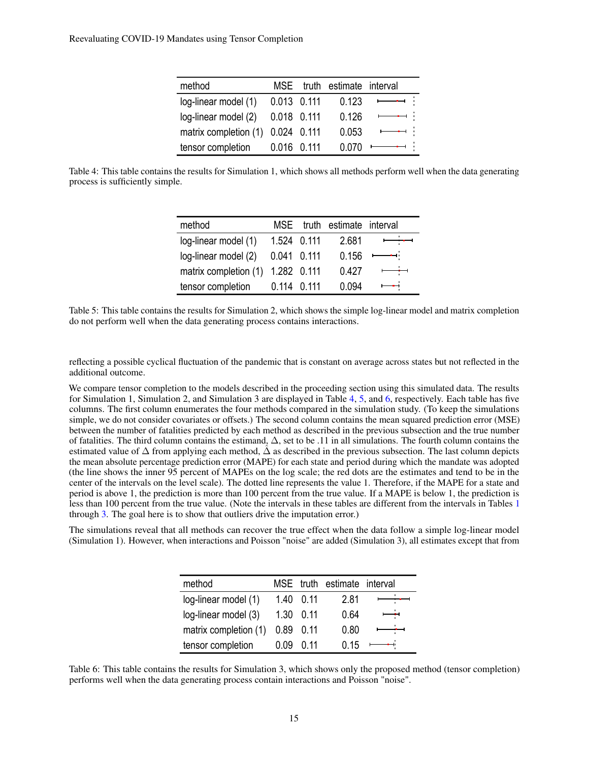| method | MSE | truth | estimate | interval |
| --- | --- | --- | --- | --- |
| log-linear model (1) | 0.013 | 0.111 | 0.123 | |
| log-linear model (2) | 0.018 | 0.111 | 0.126 | |
| matrix completion (1) | 0.024 | 0.111 | 0.053 | |
| tensor completion | 0.016 | 0.111 | 0.070 | |

Table 4: This table contains the results for Simulation 1, which shows all methods perform well when the data generating process is sufficiently simple.

| method | MSE | truth | estimate | interval |
| --- | --- | --- | --- | --- |
| log-linear model (1) | 1.524 | 0.111 | 2.681 | |
| log-linear model (2) | 0.041 | 0.111 | 0.156 | |
| matrix completion (1) | 1.282 | 0.111 | 0.427 | |
| tensor completion | 0.114 | 0.111 | 0.094 | |

Table 5: This table contains the results for Simulation 2, which shows the simple log-linear model and matrix completion do not perform well when the data generating process contains interactions.

reflecting a possible cyclical fluctuation of the pandemic that is constant on average across states but not reflected in the additional outcome.

We compare tensor completion to the models described in the proceeding section using this simulated data. The results for Simulation 1, Simulation 2, and Simulation 3 are displayed in Table 4, 5, and 6, respectively. Each table has five columns. The first column enumerates the four methods compared in the simulation study. (To keep the simulations simple, we do not consider covariates or offsets.) The second column contains the mean squared prediction error (MSE) between the number of fatalities predicted by each method as described in the previous subsection and the true number of fatalities. The third column contains the estimand, $\Delta$, set to be .11 in all simulations. The fourth column contains the estimated value of $\Delta$ from applying each method, $\hat{\Delta}$ as described in the previous subsection. The last column depicts the mean absolute percentage prediction error (MAPE) for each state and period during which the mandate was adopted (the line shows the inner 95 percent of MAPEs on the log scale; the red dots are the estimates and tend to be in the center of the intervals on the level scale). The dotted line represents the value 1. Therefore, if the MAPE for a state and period is above 1, the prediction is more than 100 percent from the true value. If a MAPE is below 1, the prediction is less than 100 percent from the true value. (Note the intervals in these tables are different from the intervals in Tables 1 through 3. The goal here is to show that outliers drive the imputation error.)

The simulations reveal that all methods can recover the true effect when the data follow a simple log-linear model (Simulation 1). However, when interactions and Poisson "noise" are added (Simulation 3), all estimates except that from

| method | MSE | truth | estimate | interval |
| --- | --- | --- | --- | --- |
| log-linear model (1) | 1.40 | 0.11 | 2.81 | |
| log-linear model (3) | 1.30 | 0.11 | 0.64 | |
| matrix completion (1) | 0.89 | 0.11 | 0.80 | |
| tensor completion | 0.09 | 0.11 | 0.15 | |

Table 6: This table contains the results for Simulation 3, which shows only the proposed method (tensor completion) performs well when the data generating process contain interactions and Poisson "noise".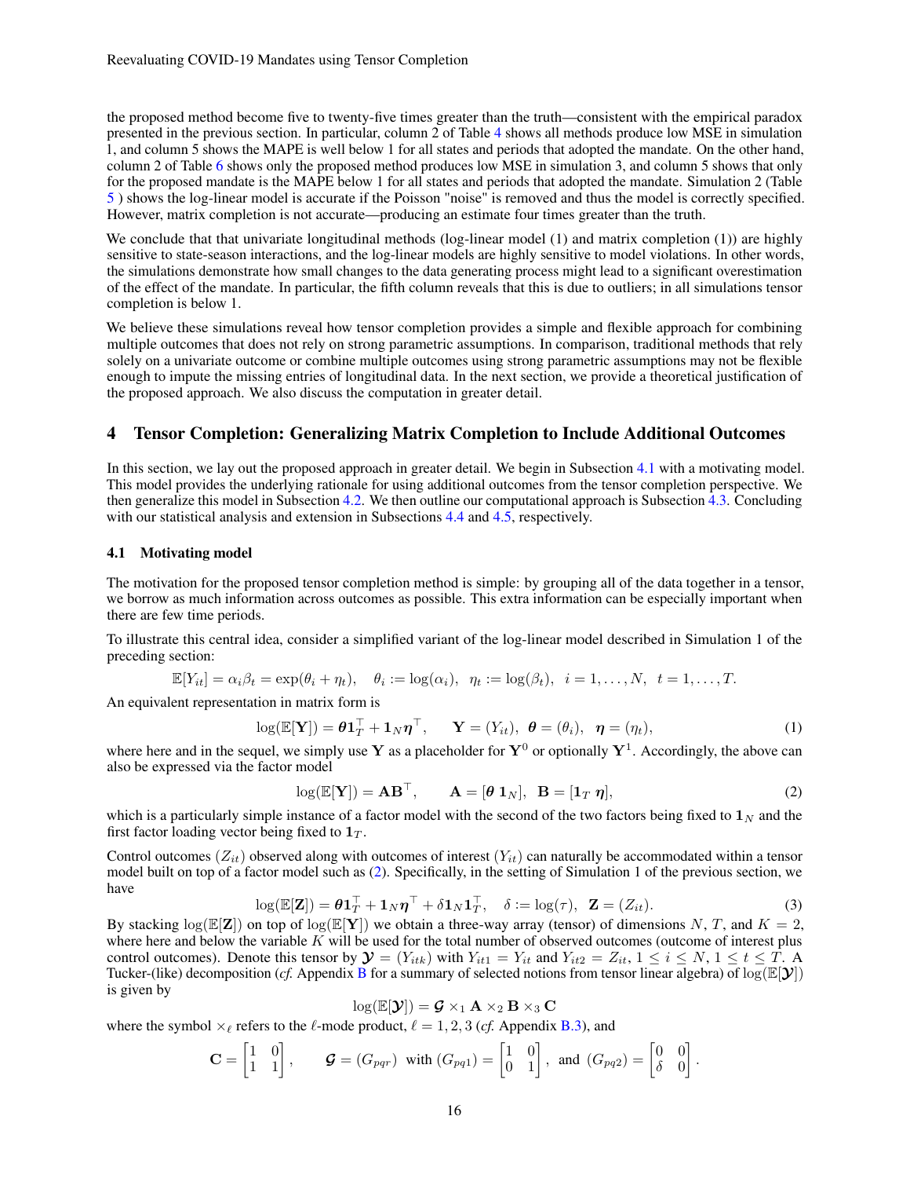the proposed method become five to twenty-five times greater than the truth—consistent with the empirical paradox presented in the previous section. In particular, column 2 of Table 4 shows all methods produce low MSE in simulation 1, and column 5 shows the MAPE is well below 1 for all states and periods that adopted the mandate. On the other hand, column 2 of Table 6 shows only the proposed method produces low MSE in simulation 3, and column 5 shows that only for the proposed mandate is the MAPE below 1 for all states and periods that adopted the mandate. Simulation 2 (Table 5 ) shows the log-linear model is accurate if the Poisson "noise" is removed and thus the model is correctly specified. However, matrix completion is not accurate—producing an estimate four times greater than the truth.

We conclude that that univariate longitudinal methods (log-linear model (1) and matrix completion (1)) are highly sensitive to state-season interactions, and the log-linear models are highly sensitive to model violations. In other words, the simulations demonstrate how small changes to the data generating process might lead to a significant overestimation of the effect of the mandate. In particular, the fifth column reveals that this is due to outliers; in all simulations tensor completion is below 1.

We believe these simulations reveal how tensor completion provides a simple and flexible approach for combining multiple outcomes that does not rely on strong parametric assumptions. In comparison, traditional methods that rely solely on a univariate outcome or combine multiple outcomes using strong parametric assumptions may not be flexible enough to impute the missing entries of longitudinal data. In the next section, we provide a theoretical justification of the proposed approach. We also discuss the computation in greater detail.

## 4 Tensor Completion: Generalizing Matrix Completion to Include Additional Outcomes

In this section, we lay out the proposed approach in greater detail. We begin in Subsection 4.1 with a motivating model. This model provides the underlying rationale for using additional outcomes from the tensor completion perspective. We then generalize this model in Subsection 4.2. We then outline our computational approach is Subsection 4.3. Concluding with our statistical analysis and extension in Subsections 4.4 and 4.5, respectively.

### 4.1 Motivating model

The motivation for the proposed tensor completion method is simple: by grouping all of the data together in a tensor, we borrow as much information across outcomes as possible. This extra information can be especially important when there are few time periods.

To illustrate this central idea, consider a simplified variant of the log-linear model described in Simulation 1 of the preceding section:

$$\mathbb{E}[Y_{it}] = \alpha_i \beta_t = \exp(\theta_i + \eta_t), \quad \theta_i := \log(\alpha_i), \;\; \eta_t := \log(\beta_t), \;\; i = 1, \ldots, N, \;\; t = 1, \ldots, T.$$

An equivalent representation in matrix form is

$$\log(\mathbb{E}[\mathbf{Y}]) = \boldsymbol{\theta} \mathbf{1}_T^\top + \mathbf{1}_N \boldsymbol{\eta}^\top, \qquad \mathbf{Y} = (Y_{it}), \;\; \boldsymbol{\theta} = (\theta_i), \;\; \boldsymbol{\eta} = (\eta_t), \tag{1}$$

where here and in the sequel, we simply use $\mathbf{Y}$ as a placeholder for $\mathbf{Y}^0$ or optionally $\mathbf{Y}^1$. Accordingly, the above can also be expressed via the factor model

$$\log(\mathbb{E}[\mathbf{Y}]) = \mathbf{A}\mathbf{B}^\top, \qquad \mathbf{A} = [\boldsymbol{\theta} \; \mathbf{1}_N], \;\; \mathbf{B} = [\mathbf{1}_T \; \boldsymbol{\eta}], \tag{2}$$

which is a particularly simple instance of a factor model with the second of the two factors being fixed to $\mathbf{1}_N$ and the first factor loading vector being fixed to $\mathbf{1}_T$.

Control outcomes ($Z_{it}$) observed along with outcomes of interest ($Y_{it}$) can naturally be accommodated within a tensor model built on top of a factor model such as (2). Specifically, in the setting of Simulation 1 of the previous section, we have

$$\log(\mathbb{E}[\mathbf{Z}]) = \boldsymbol{\theta} \mathbf{1}_T^\top + \mathbf{1}_N \boldsymbol{\eta}^\top + \delta \mathbf{1}_N \mathbf{1}_T^\top, \quad \delta := \log(\tau), \;\; \mathbf{Z} = (Z_{it}). \tag{3}$$

By stacking $\log(\mathbb{E}[\mathbf{Z}])$ on top of $\log(\mathbb{E}[\mathbf{Y}])$ we obtain a three-way array (tensor) of dimensions $N$, $T$, and $K = 2$, where here and below the variable $K$ will be used for the total number of observed outcomes (outcome of interest plus control outcomes). Denote this tensor by $\boldsymbol{\mathcal{Y}} = (Y_{itk})$ with $Y_{it1} = Y_{it}$ and $Y_{it2} = Z_{it}$, $1 \leq i \leq N$, $1 \leq t \leq T$. A Tucker-(like) decomposition (*cf.* Appendix B for a summary of selected notions from tensor linear algebra) of $\log(\mathbb{E}[\boldsymbol{\mathcal{Y}}])$ is given by

$$\log(\mathbb{E}[\boldsymbol{\mathcal{Y}}]) = \boldsymbol{\mathcal{G}} \times_1 \mathbf{A} \times_2 \mathbf{B} \times_3 \mathbf{C}$$

where the symbol $\times_\ell$ refers to the $\ell$-mode product, $\ell = 1, 2, 3$ (*cf.* Appendix B.3), and

$$\mathbf{C} = \begin{bmatrix} 1 & 0 \\ 1 & 1 \end{bmatrix}, \qquad \boldsymbol{\mathcal{G}} = (G_{pqr}) \;\; \text{with} \;\; (G_{pq1}) = \begin{bmatrix} 1 & 0 \\ 0 & 1 \end{bmatrix}, \;\; \text{and} \;\; (G_{pq2}) = \begin{bmatrix} 0 & 0 \\ \delta & 0 \end{bmatrix}.$$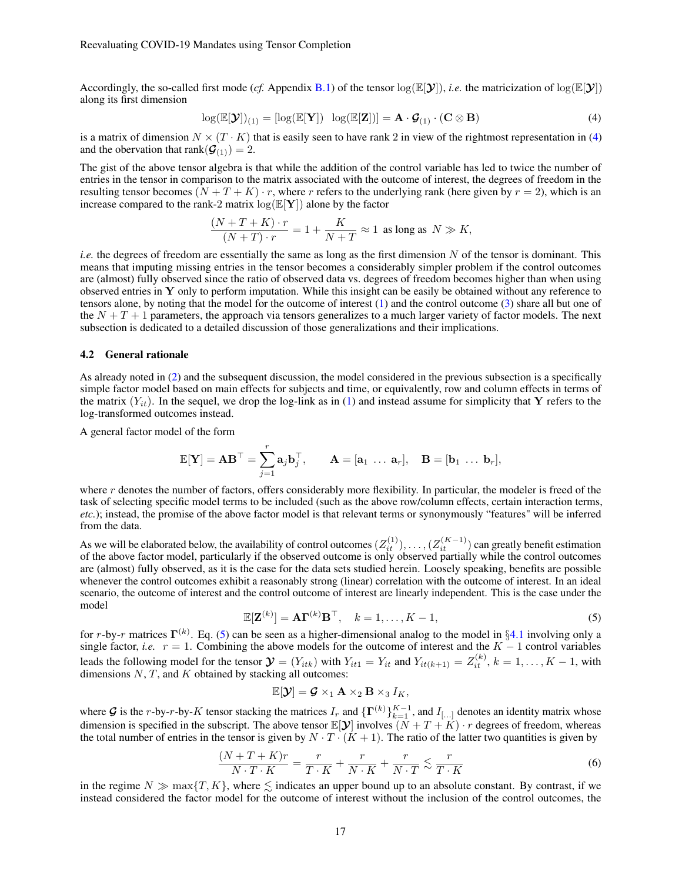Accordingly, the so-called first mode (*cf.* Appendix B.1) of the tensor $\log(\mathbb{E}[\boldsymbol{\mathcal{Y}}])$, *i.e.* the matricization of $\log(\mathbb{E}[\boldsymbol{\mathcal{Y}}])$ along its first dimension

$$\log(\mathbb{E}[\boldsymbol{\mathcal{Y}}])_{(1)} = [\log(\mathbb{E}[\mathbf{Y}]) \;\; \log(\mathbb{E}[\mathbf{Z}])] = \mathbf{A} \cdot \boldsymbol{\mathcal{G}}_{(1)} \cdot (\mathbf{C} \otimes \mathbf{B}) \tag{4}$$

is a matrix of dimension $N \times (T \cdot K)$ that is easily seen to have rank 2 in view of the rightmost representation in (4) and the obervation that $\text{rank}(\boldsymbol{\mathcal{G}}_{(1)}) = 2$.

The gist of the above tensor algebra is that while the addition of the control variable has led to twice the number of entries in the tensor in comparison to the matrix associated with the outcome of interest, the degrees of freedom in the resulting tensor becomes $(N + T + K) \cdot r$, where $r$ refers to the underlying rank (here given by $r = 2$), which is an increase compared to the rank-2 matrix $\log(\mathbb{E}[\mathbf{Y}])$ alone by the factor

$$\frac{(N + T + K) \cdot r}{(N + T) \cdot r} = 1 + \frac{K}{N + T} \approx 1 \;\text{ as long as }\; N \gg K,$$

*i.e.* the degrees of freedom are essentially the same as long as the first dimension $N$ of the tensor is dominant. This means that imputing missing entries in the tensor becomes a considerably simpler problem if the control outcomes are (almost) fully observed since the ratio of observed data vs. degrees of freedom becomes higher than when using observed entries in $\mathbf{Y}$ only to perform imputation. While this insight can be easily be obtained without any reference to tensors alone, by noting that the model for the outcome of interest (1) and the control outcome (3) share all but one of the $N + T + 1$ parameters, the approach via tensors generalizes to a much larger variety of factor models. The next subsection is dedicated to a detailed discussion of those generalizations and their implications.

### 4.2 General rationale

As already noted in (2) and the subsequent discussion, the model considered in the previous subsection is a specifically simple factor model based on main effects for subjects and time, or equivalently, row and column effects in terms of the matrix $(Y_{it})$. In the sequel, we drop the log-link as in (1) and instead assume for simplicity that $\mathbf{Y}$ refers to the log-transformed outcomes instead.

A general factor model of the form

$$\mathbb{E}[\mathbf{Y}] = \mathbf{A}\mathbf{B}^{\top} = \sum_{j=1}^{r} \mathbf{a}_j \mathbf{b}_j^{\top}, \qquad \mathbf{A} = [\mathbf{a}_1 \; \dots \; \mathbf{a}_r], \quad \mathbf{B} = [\mathbf{b}_1 \; \dots \; \mathbf{b}_r],$$

where $r$ denotes the number of factors, offers considerably more flexibility. In particular, the modeler is freed of the task of selecting specific model terms to be included (such as the above row/column effects, certain interaction terms, *etc.*); instead, the promise of the above factor model is that relevant terms or synonymously "features" will be inferred from the data.

As we will be elaborated below, the availability of control outcomes $(Z_{it}^{(1)}), \dots, (Z_{it}^{(K-1)})$ can greatly benefit estimation of the above factor model, particularly if the observed outcome is only observed partially while the control outcomes are (almost) fully observed, as it is the case for the data sets studied herein. Loosely speaking, benefits are possible whenever the control outcomes exhibit a reasonably strong (linear) correlation with the outcome of interest. In an ideal scenario, the outcome of interest and the control outcome of interest are linearly independent. This is the case under the model

$$\mathbb{E}[\mathbf{Z}^{(k)}] = \mathbf{A}\boldsymbol{\Gamma}^{(k)}\mathbf{B}^{\top}, \quad k = 1, \dots, K - 1, \tag{5}$$

for $r$-by-$r$ matrices $\boldsymbol{\Gamma}^{(k)}$. Eq. (5) can be seen as a higher-dimensional analog to the model in §4.1 involving only a single factor, *i.e.* $r = 1$. Combining the above models for the outcome of interest and the $K - 1$ control variables leads the following model for the tensor $\boldsymbol{\mathcal{Y}} = (Y_{itk})$ with $Y_{it1} = Y_{it}$ and $Y_{it(k+1)} = Z_{it}^{(k)}$, $k = 1, \dots, K - 1$, with dimensions $N$, $T$, and $K$ obtained by stacking all outcomes:

$$\mathbb{E}[\boldsymbol{\mathcal{Y}}] = \boldsymbol{\mathcal{G}} \times_1 \mathbf{A} \times_2 \mathbf{B} \times_3 I_K,$$

where $\boldsymbol{\mathcal{G}}$ is the $r$-by-$r$-by-$K$ tensor stacking the matrices $I_r$ and $\{\boldsymbol{\Gamma}^{(k)}\}_{k=1}^{K-1}$, and $I_{[\dots]}$ denotes an identity matrix whose dimension is specified in the subscript. The above tensor $\mathbb{E}[\boldsymbol{\mathcal{Y}}]$ involves $(N + T + K) \cdot r$ degrees of freedom, whereas the total number of entries in the tensor is given by $N \cdot T \cdot (K + 1)$. The ratio of the latter two quantities is given by

$$\frac{(N + T + K)r}{N \cdot T \cdot K} = \frac{r}{T \cdot K} + \frac{r}{N \cdot K} + \frac{r}{N \cdot T} \lesssim \frac{r}{T \cdot K} \tag{6}$$

in the regime $N \gg \max\{T, K\}$, where $\lesssim$ indicates an upper bound up to an absolute constant. By contrast, if we instead considered the factor model for the outcome of interest without the inclusion of the control outcomes, the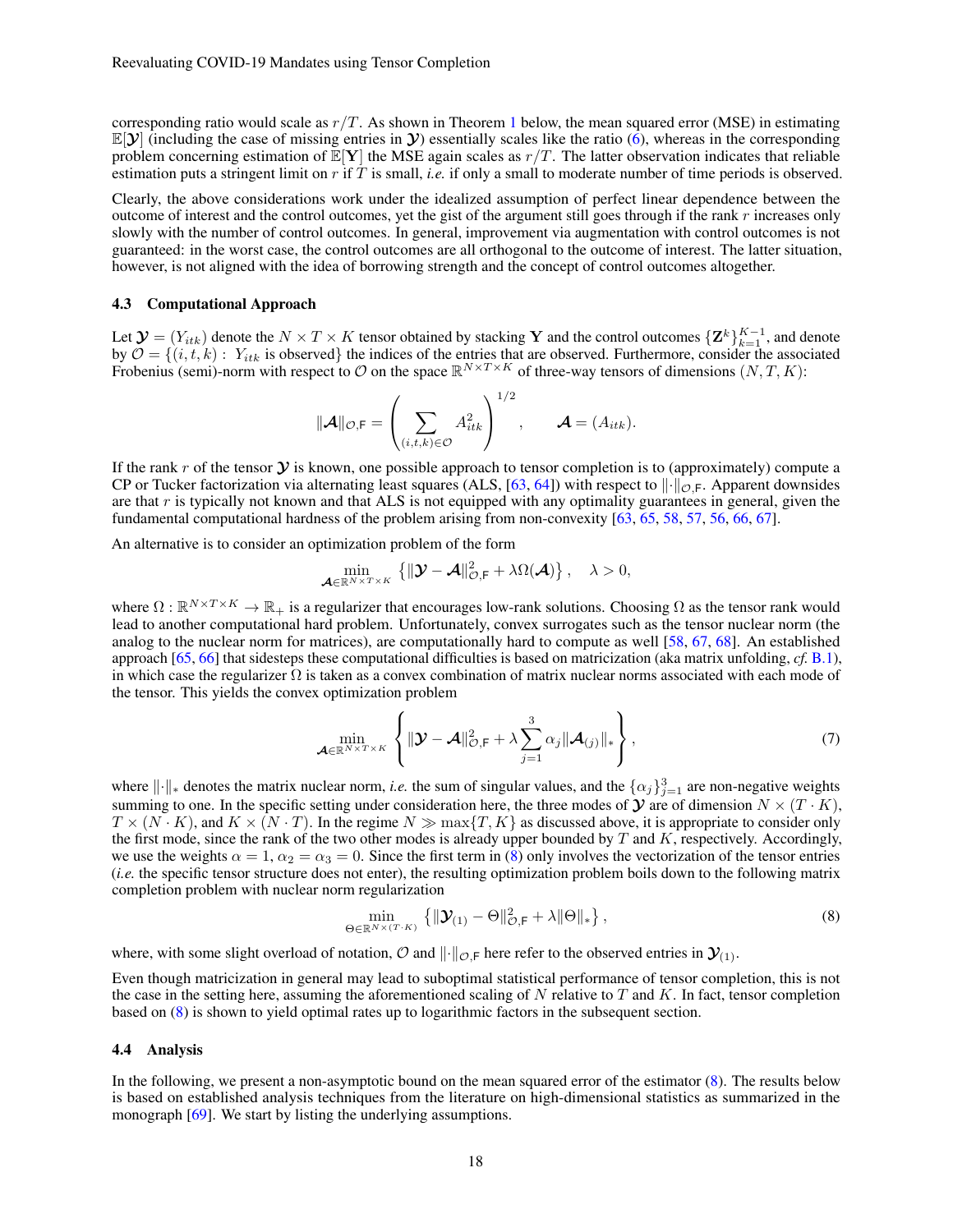corresponding ratio would scale as $r/T$. As shown in Theorem 1 below, the mean squared error (MSE) in estimating $\mathbb{E}[\boldsymbol{\mathcal{Y}}]$ (including the case of missing entries in $\boldsymbol{\mathcal{Y}}$) essentially scales like the ratio (6), whereas in the corresponding problem concerning estimation of $\mathbb{E}[\mathbf{Y}]$ the MSE again scales as $r/T$. The latter observation indicates that reliable estimation puts a stringent limit on $r$ if $T$ is small, *i.e.* if only a small to moderate number of time periods is observed.

Clearly, the above considerations work under the idealized assumption of perfect linear dependence between the outcome of interest and the control outcomes, yet the gist of the argument still goes through if the rank $r$ increases only slowly with the number of control outcomes. In general, improvement via augmentation with control outcomes is not guaranteed: in the worst case, the control outcomes are all orthogonal to the outcome of interest. The latter situation, however, is not aligned with the idea of borrowing strength and the concept of control outcomes altogether.

### 4.3 Computational Approach

Let $\boldsymbol{\mathcal{Y}} = (Y_{itk})$ denote the $N \times T \times K$ tensor obtained by stacking $\mathbf{Y}$ and the control outcomes $\{\mathbf{Z}^k\}_{k=1}^{K-1}$, and denote by $\mathcal{O} = \{(i,t,k) : \; Y_{itk} \text{ is observed}\}$ the indices of the entries that are observed. Furthermore, consider the associated Frobenius (semi)-norm with respect to $\mathcal{O}$ on the space $\mathbb{R}^{N \times T \times K}$ of three-way tensors of dimensions $(N, T, K)$:

$$\|\boldsymbol{\mathcal{A}}\|_{\mathcal{O},\mathsf{F}} = \left( \sum_{(i,t,k) \in \mathcal{O}} A_{itk}^2 \right)^{1/2}, \qquad \boldsymbol{\mathcal{A}} = (A_{itk}).$$

If the rank $r$ of the tensor $\boldsymbol{\mathcal{Y}}$ is known, one possible approach to tensor completion is to (approximately) compute a CP or Tucker factorization via alternating least squares (ALS, [63, 64]) with respect to $\|\cdot\|_{\mathcal{O},\mathsf{F}}$. Apparent downsides are that $r$ is typically not known and that ALS is not equipped with any optimality guarantees in general, given the fundamental computational hardness of the problem arising from non-convexity [63, 65, 58, 57, 56, 66, 67].

An alternative is to consider an optimization problem of the form

$$\min_{\boldsymbol{\mathcal{A}} \in \mathbb{R}^{N \times T \times K}} \left\{ \|\boldsymbol{\mathcal{Y}} - \boldsymbol{\mathcal{A}}\|_{\mathcal{O},\mathsf{F}}^2 + \lambda \Omega(\boldsymbol{\mathcal{A}}) \right\}, \quad \lambda > 0,$$

where $\Omega : \mathbb{R}^{N \times T \times K} \to \mathbb{R}_+$ is a regularizer that encourages low-rank solutions. Choosing $\Omega$ as the tensor rank would lead to another computational hard problem. Unfortunately, convex surrogates such as the tensor nuclear norm (the analog to the nuclear norm for matrices), are computationally hard to compute as well [58, 67, 68]. An established approach [65, 66] that sidesteps these computational difficulties is based on matricization (aka matrix unfolding, *cf.* B.1), in which case the regularizer $\Omega$ is taken as a convex combination of matrix nuclear norms associated with each mode of the tensor. This yields the convex optimization problem

$$\min_{\boldsymbol{\mathcal{A}} \in \mathbb{R}^{N \times T \times K}} \left\{ \|\boldsymbol{\mathcal{Y}} - \boldsymbol{\mathcal{A}}\|_{\mathcal{O},\mathsf{F}}^2 + \lambda \sum_{j=1}^{3} \alpha_j \|\boldsymbol{\mathcal{A}}_{(j)}\|_* \right\}, \tag{7}$$

where $\|\cdot\|_*$ denotes the matrix nuclear norm, *i.e.* the sum of singular values, and the $\{\alpha_j\}_{j=1}^3$ are non-negative weights summing to one. In the specific setting under consideration here, the three modes of $\boldsymbol{\mathcal{Y}}$ are of dimension $N \times (T \cdot K)$, $T \times (N \cdot K)$, and $K \times (N \cdot T)$. In the regime $N \gg \max\{T, K\}$ as discussed above, it is appropriate to consider only the first mode, since the rank of the two other modes is already upper bounded by $T$ and $K$, respectively. Accordingly, we use the weights $\alpha = 1$, $\alpha_2 = \alpha_3 = 0$. Since the first term in (8) only involves the vectorization of the tensor entries (*i.e.* the specific tensor structure does not enter), the resulting optimization problem boils down to the following matrix completion problem with nuclear norm regularization

$$\min_{\Theta \in \mathbb{R}^{N \times (T \cdot K)}} \left\{ \|\boldsymbol{\mathcal{Y}}_{(1)} - \Theta\|_{\mathcal{O},\mathsf{F}}^2 + \lambda \|\Theta\|_* \right\}, \tag{8}$$

where, with some slight overload of notation, $\mathcal{O}$ and $\|\cdot\|_{\mathcal{O},\mathsf{F}}$ here refer to the observed entries in $\boldsymbol{\mathcal{Y}}_{(1)}$.

Even though matricization in general may lead to suboptimal statistical performance of tensor completion, this is not the case in the setting here, assuming the aforementioned scaling of $N$ relative to $T$ and $K$. In fact, tensor completion based on (8) is shown to yield optimal rates up to logarithmic factors in the subsequent section.

### 4.4 Analysis

In the following, we present a non-asymptotic bound on the mean squared error of the estimator (8). The results below is based on established analysis techniques from the literature on high-dimensional statistics as summarized in the monograph [69]. We start by listing the underlying assumptions.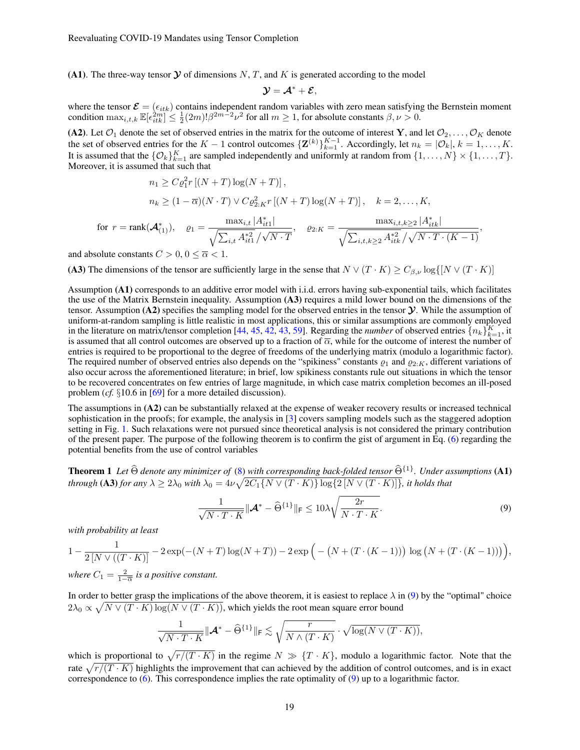**(A1)**. The three-way tensor $\boldsymbol{\mathcal{Y}}$ of dimensions $N$, $T$, and $K$ is generated according to the model

$$\boldsymbol{\mathcal{Y}} = \boldsymbol{\mathcal{A}}^* + \boldsymbol{\mathcal{E}},$$

where the tensor $\boldsymbol{\mathcal{E}} = (\epsilon_{itk})$ contains independent random variables with zero mean satisfying the Bernstein moment condition $\max_{i,t,k} \mathbb{E}[\epsilon_{itk}^{2m}] \leq \frac{1}{2}(2m)!\beta^{2m-2}\nu^2$ for all $m \geq 1$, for absolute constants $\beta, \nu > 0$.

**(A2)**. Let $\mathcal{O}_1$ denote the set of observed entries in the matrix for the outcome of interest $\mathbf{Y}$, and let $\mathcal{O}_2, \ldots, \mathcal{O}_K$ denote the set of observed entries for the $K-1$ control outcomes $\{\mathbf{Z}^{(k)}\}_{k=1}^{K-1}$. Accordingly, let $n_k = |\mathcal{O}_k|$, $k = 1, \ldots, K$. It is assumed that the $\{\mathcal{O}_k\}_{k=1}^{K}$ are sampled independently and uniformly at random from $\{1, \ldots, N\} \times \{1, \ldots, T\}$. Moreover, it is assumed that such that

$$n_1 \geq C\varrho_1^2 r\left[(N+T)\log(N+T)\right],$$

$$n_k \geq (1-\overline{\alpha})(N \cdot T) \vee C\varrho_{2:K}^2 r\left[(N+T)\log(N+T)\right], \quad k = 2, \ldots, K,$$

$$\text{for } r = \text{rank}(\boldsymbol{\mathcal{A}}^*_{(1)}), \quad \varrho_1 = \frac{\max_{i,t}|A^*_{it1}|}{\sqrt{\sum_{i,t} A^{*2}_{it1}}/\sqrt{N \cdot T}}, \quad \varrho_{2:K} = \frac{\max_{i,t,k\geq 2}|A^*_{itk}|}{\sqrt{\sum_{i,t,k\geq 2} A^{*2}_{itk}}/\sqrt{N \cdot T \cdot (K-1)}},$$

and absolute constants $C > 0$, $0 \leq \overline{\alpha} < 1$.

**(A3)** The dimensions of the tensor are sufficiently large in the sense that $N \vee (T \cdot K) \geq C_{\beta,\nu} \log\{[N \vee (T \cdot K)]$

Assumption **(A1)** corresponds to an additive error model with i.i.d. errors having sub-exponential tails, which facilitates the use of the Matrix Bernstein inequality. Assumption **(A3)** requires a mild lower bound on the dimensions of the tensor. Assumption **(A2)** specifies the sampling model for the observed entries in the tensor $\boldsymbol{\mathcal{Y}}$. While the assumption of uniform-at-random sampling is little realistic in most applications, this or similar assumptions are commonly employed in the literature on matrix/tensor completion [44, 45, 42, 43, 59]. Regarding the *number* of observed entries $\{n_k\}_{k=1}^{K}$, it is assumed that all control outcomes are observed up to a fraction of $\overline{\alpha}$, while for the outcome of interest the number of entries is required to be proportional to the degree of freedoms of the underlying matrix (modulo a logarithmic factor). The required number of observed entries also depends on the "spikiness" constants $\varrho_1$ and $\varrho_{2:K}$, different variations of also occur across the aforementioned literature; in brief, low spikiness constants rule out situations in which the tensor to be recovered concentrates on few entries of large magnitude, in which case matrix completion becomes an ill-posed problem (*cf.* §10.6 in [69] for a more detailed discussion).

The assumptions in **(A2)** can be substantially relaxed at the expense of weaker recovery results or increased technical sophistication in the proofs; for example, the analysis in [3] covers sampling models such as the staggered adoption setting in Fig. 1. Such relaxations were not pursued since theoretical analysis is not considered the primary contribution of the present paper. The purpose of the following theorem is to confirm the gist of argument in Eq. (6) regarding the potential benefits from the use of control variables

**Theorem 1** *Let $\widehat{\Theta}$ denote any minimizer of (8) with corresponding back-folded tensor $\widehat{\Theta}^{\{1\}}$. Under assumptions* **(A1)** *through* **(A3)** *for any $\lambda \geq 2\lambda_0$ with $\lambda_0 = 4\nu\sqrt{2C_1\{N \vee (T \cdot K)\}\log\{2\left[N \vee (T \cdot K)\right]\}}$, it holds that*

$$\frac{1}{\sqrt{N \cdot T \cdot K}}\|\boldsymbol{\mathcal{A}}^* - \widehat{\Theta}^{\{1\}}\|_{\mathsf{F}} \leq 10\lambda\sqrt{\frac{2r}{N \cdot T \cdot K}}. \tag{9}$$

*with probability at least*

$$1 - \frac{1}{2\left[N \vee ((T \cdot K)\right]} - 2\exp(-(N+T)\log(N+T)) - 2\exp\Big(-\big(N + (T \cdot (K-1))\big)\log\big(N + (T \cdot (K-1))\big)\Big),$$

*where $C_1 = \frac{2}{1-\overline{\alpha}}$ is a positive constant.*

In order to better grasp the implications of the above theorem, it is easiest to replace $\lambda$ in (9) by the "optimal" choice $2\lambda_0 \propto \sqrt{N \vee (T \cdot K)\log(N \vee (T \cdot K))}$, which yields the root mean square error bound

$$\frac{1}{\sqrt{N \cdot T \cdot K}}\|\boldsymbol{\mathcal{A}}^* - \widehat{\Theta}^{\{1\}}\|_{\mathsf{F}} \lesssim \sqrt{\frac{r}{N \wedge (T \cdot K)}} \cdot \sqrt{\log(N \vee (T \cdot K))},$$

which is proportional to $\sqrt{r/(T \cdot K)}$ in the regime $N \gg \{T \cdot K\}$, modulo a logarithmic factor. Note that the rate $\sqrt{r/(T \cdot K)}$ highlights the improvement that can achieved by the addition of control outcomes, and is in exact correspondence to (6). This correspondence implies the rate optimality of (9) up to a logarithmic factor.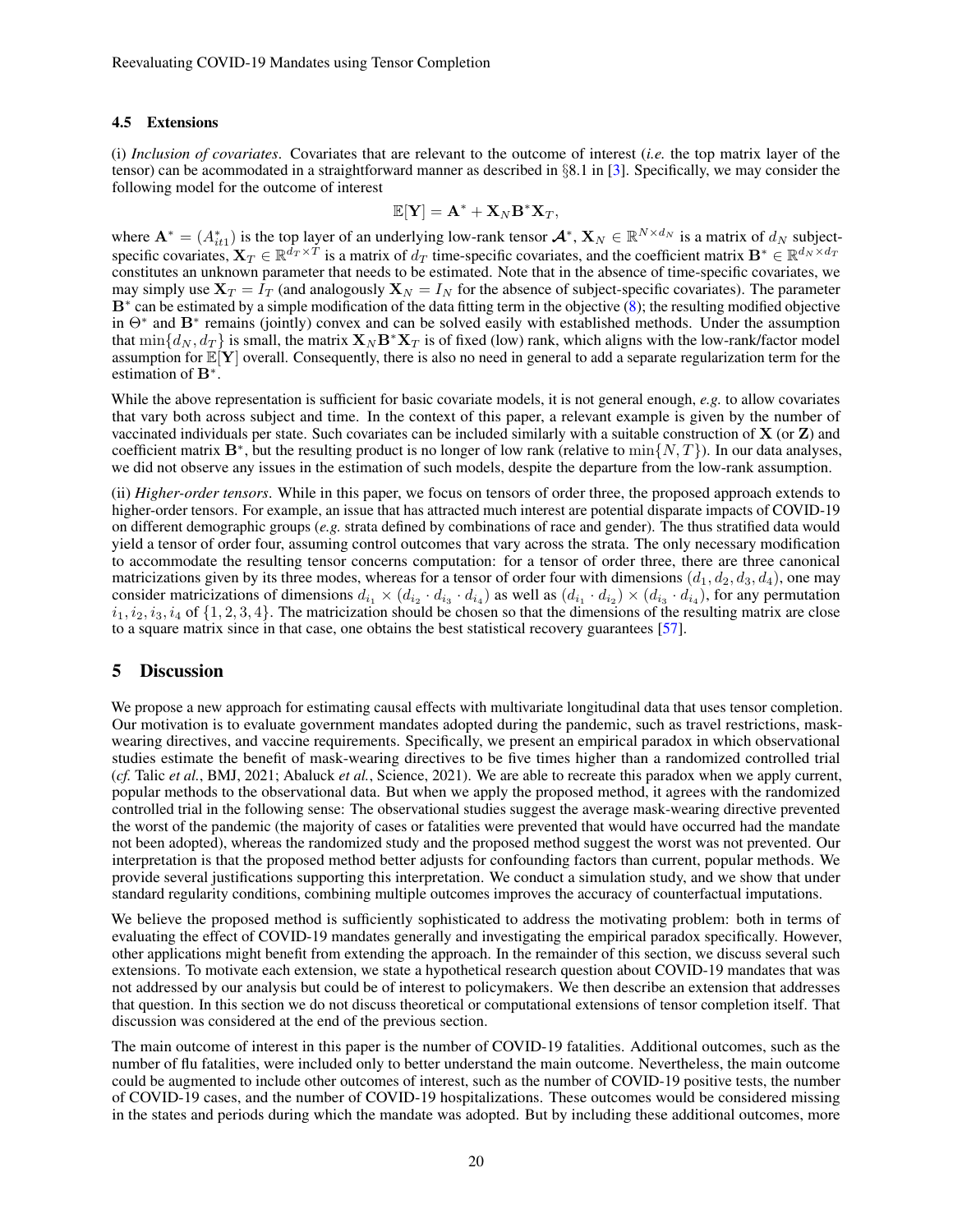### 4.5 Extensions

(i) *Inclusion of covariates*. Covariates that are relevant to the outcome of interest (*i.e.* the top matrix layer of the tensor) can be acommodated in a straightforward manner as described in §8.1 in [3]. Specifically, we may consider the following model for the outcome of interest

$$\mathbb{E}[\mathbf{Y}] = \mathbf{A}^* + \mathbf{X}_N \mathbf{B}^* \mathbf{X}_T,$$

where $\mathbf{A}^* = (A^*_{it1})$ is the top layer of an underlying low-rank tensor $\boldsymbol{\mathcal{A}}^*$, $\mathbf{X}_N \in \mathbb{R}^{N \times d_N}$ is a matrix of $d_N$ subject-specific covariates, $\mathbf{X}_T \in \mathbb{R}^{d_T \times T}$ is a matrix of $d_T$ time-specific covariates, and the coefficient matrix $\mathbf{B}^* \in \mathbb{R}^{d_N \times d_T}$ constitutes an unknown parameter that needs to be estimated. Note that in the absence of time-specific covariates, we may simply use $\mathbf{X}_T = I_T$ (and analogously $\mathbf{X}_N = I_N$ for the absence of subject-specific covariates). The parameter $\mathbf{B}^*$ can be estimated by a simple modification of the data fitting term in the objective (8); the resulting modified objective in $\Theta^*$ and $\mathbf{B}^*$ remains (jointly) convex and can be solved easily with established methods. Under the assumption that $\min\{d_N, d_T\}$ is small, the matrix $\mathbf{X}_N \mathbf{B}^* \mathbf{X}_T$ is of fixed (low) rank, which aligns with the low-rank/factor model assumption for $\mathbb{E}[\mathbf{Y}]$ overall. Consequently, there is also no need in general to add a separate regularization term for the estimation of $\mathbf{B}^*$.

While the above representation is sufficient for basic covariate models, it is not general enough, *e.g.* to allow covariates that vary both across subject and time. In the context of this paper, a relevant example is given by the number of vaccinated individuals per state. Such covariates can be included similarly with a suitable construction of $\mathbf{X}$ (or $\mathbf{Z}$) and coefficient matrix $\mathbf{B}^*$, but the resulting product is no longer of low rank (relative to $\min\{N, T\}$). In our data analyses, we did not observe any issues in the estimation of such models, despite the departure from the low-rank assumption.

(ii) *Higher-order tensors*. While in this paper, we focus on tensors of order three, the proposed approach extends to higher-order tensors. For example, an issue that has attracted much interest are potential disparate impacts of COVID-19 on different demographic groups (*e.g.* strata defined by combinations of race and gender). The thus stratified data would yield a tensor of order four, assuming control outcomes that vary across the strata. The only necessary modification to accommodate the resulting tensor concerns computation: for a tensor of order three, there are three canonical matricizations given by its three modes, whereas for a tensor of order four with dimensions $(d_1, d_2, d_3, d_4)$, one may consider matricizations of dimensions $d_{i_1} \times (d_{i_2} \cdot d_{i_3} \cdot d_{i_4})$ as well as $(d_{i_1} \cdot d_{i_2}) \times (d_{i_3} \cdot d_{i_4})$, for any permutation $i_1, i_2, i_3, i_4$ of $\{1, 2, 3, 4\}$. The matricization should be chosen so that the dimensions of the resulting matrix are close to a square matrix since in that case, one obtains the best statistical recovery guarantees [57].

## 5 Discussion

We propose a new approach for estimating causal effects with multivariate longitudinal data that uses tensor completion. Our motivation is to evaluate government mandates adopted during the pandemic, such as travel restrictions, mask-wearing directives, and vaccine requirements. Specifically, we present an empirical paradox in which observational studies estimate the benefit of mask-wearing directives to be five times higher than a randomized controlled trial (*cf.* Talic *et al.*, BMJ, 2021; Abaluck *et al.*, Science, 2021). We are able to recreate this paradox when we apply current, popular methods to the observational data. But when we apply the proposed method, it agrees with the randomized controlled trial in the following sense: The observational studies suggest the average mask-wearing directive prevented the worst of the pandemic (the majority of cases or fatalities were prevented that would have occurred had the mandate not been adopted), whereas the randomized study and the proposed method suggest the worst was not prevented. Our interpretation is that the proposed method better adjusts for confounding factors than current, popular methods. We provide several justifications supporting this interpretation. We conduct a simulation study, and we show that under standard regularity conditions, combining multiple outcomes improves the accuracy of counterfactual imputations.

We believe the proposed method is sufficiently sophisticated to address the motivating problem: both in terms of evaluating the effect of COVID-19 mandates generally and investigating the empirical paradox specifically. However, other applications might benefit from extending the approach. In the remainder of this section, we discuss several such extensions. To motivate each extension, we state a hypothetical research question about COVID-19 mandates that was not addressed by our analysis but could be of interest to policymakers. We then describe an extension that addresses that question. In this section we do not discuss theoretical or computational extensions of tensor completion itself. That discussion was considered at the end of the previous section.

The main outcome of interest in this paper is the number of COVID-19 fatalities. Additional outcomes, such as the number of flu fatalities, were included only to better understand the main outcome. Nevertheless, the main outcome could be augmented to include other outcomes of interest, such as the number of COVID-19 positive tests, the number of COVID-19 cases, and the number of COVID-19 hospitalizations. These outcomes would be considered missing in the states and periods during which the mandate was adopted. But by including these additional outcomes, more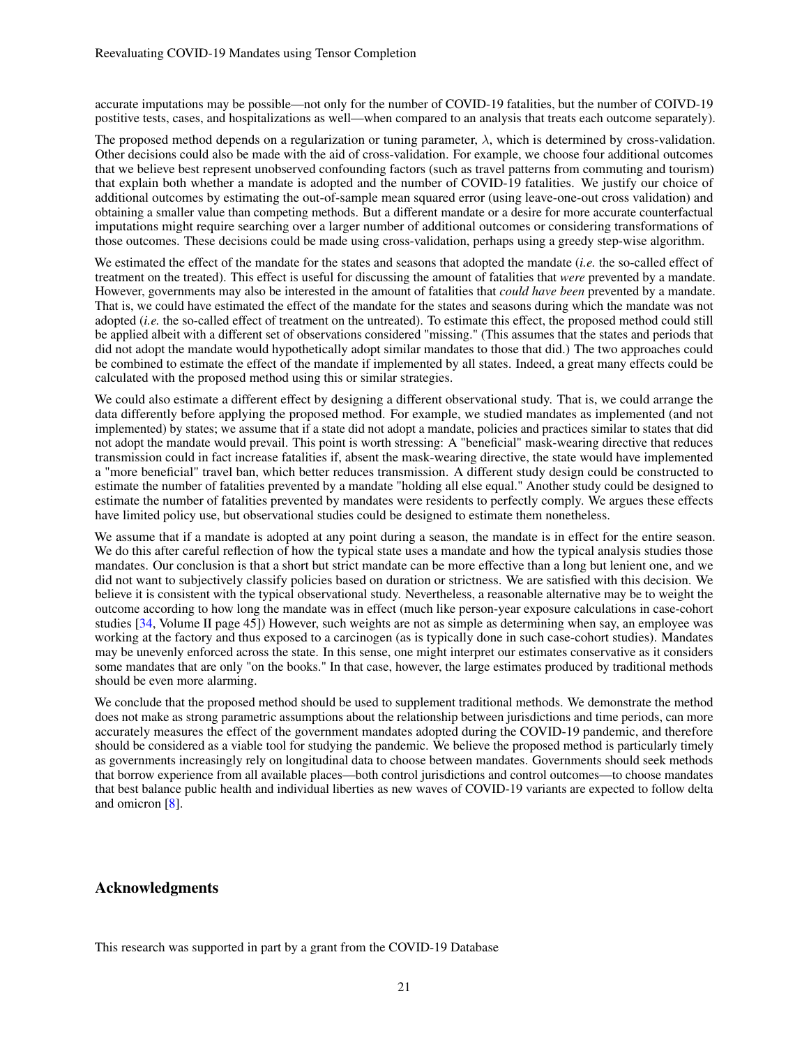accurate imputations may be possible—not only for the number of COVID-19 fatalities, but the number of COIVD-19 postitive tests, cases, and hospitalizations as well—when compared to an analysis that treats each outcome separately).

The proposed method depends on a regularization or tuning parameter, $\lambda$, which is determined by cross-validation. Other decisions could also be made with the aid of cross-validation. For example, we choose four additional outcomes that we believe best represent unobserved confounding factors (such as travel patterns from commuting and tourism) that explain both whether a mandate is adopted and the number of COVID-19 fatalities. We justify our choice of additional outcomes by estimating the out-of-sample mean squared error (using leave-one-out cross validation) and obtaining a smaller value than competing methods. But a different mandate or a desire for more accurate counterfactual imputations might require searching over a larger number of additional outcomes or considering transformations of those outcomes. These decisions could be made using cross-validation, perhaps using a greedy step-wise algorithm.

We estimated the effect of the mandate for the states and seasons that adopted the mandate (*i.e.* the so-called effect of treatment on the treated). This effect is useful for discussing the amount of fatalities that *were* prevented by a mandate. However, governments may also be interested in the amount of fatalities that *could have been* prevented by a mandate. That is, we could have estimated the effect of the mandate for the states and seasons during which the mandate was not adopted (*i.e.* the so-called effect of treatment on the untreated). To estimate this effect, the proposed method could still be applied albeit with a different set of observations considered "missing." (This assumes that the states and periods that did not adopt the mandate would hypothetically adopt similar mandates to those that did.) The two approaches could be combined to estimate the effect of the mandate if implemented by all states. Indeed, a great many effects could be calculated with the proposed method using this or similar strategies.

We could also estimate a different effect by designing a different observational study. That is, we could arrange the data differently before applying the proposed method. For example, we studied mandates as implemented (and not implemented) by states; we assume that if a state did not adopt a mandate, policies and practices similar to states that did not adopt the mandate would prevail. This point is worth stressing: A "beneficial" mask-wearing directive that reduces transmission could in fact increase fatalities if, absent the mask-wearing directive, the state would have implemented a "more beneficial" travel ban, which better reduces transmission. A different study design could be constructed to estimate the number of fatalities prevented by a mandate "holding all else equal." Another study could be designed to estimate the number of fatalities prevented by mandates were residents to perfectly comply. We argues these effects have limited policy use, but observational studies could be designed to estimate them nonetheless.

We assume that if a mandate is adopted at any point during a season, the mandate is in effect for the entire season. We do this after careful reflection of how the typical state uses a mandate and how the typical analysis studies those mandates. Our conclusion is that a short but strict mandate can be more effective than a long but lenient one, and we did not want to subjectively classify policies based on duration or strictness. We are satisfied with this decision. We believe it is consistent with the typical observational study. Nevertheless, a reasonable alternative may be to weight the outcome according to how long the mandate was in effect (much like person-year exposure calculations in case-cohort studies [34, Volume II page 45]) However, such weights are not as simple as determining when say, an employee was working at the factory and thus exposed to a carcinogen (as is typically done in such case-cohort studies). Mandates may be unevenly enforced across the state. In this sense, one might interpret our estimates conservative as it considers some mandates that are only "on the books." In that case, however, the large estimates produced by traditional methods should be even more alarming.

We conclude that the proposed method should be used to supplement traditional methods. We demonstrate the method does not make as strong parametric assumptions about the relationship between jurisdictions and time periods, can more accurately measures the effect of the government mandates adopted during the COVID-19 pandemic, and therefore should be considered as a viable tool for studying the pandemic. We believe the proposed method is particularly timely as governments increasingly rely on longitudinal data to choose between mandates. Governments should seek methods that borrow experience from all available places—both control jurisdictions and control outcomes—to choose mandates that best balance public health and individual liberties as new waves of COVID-19 variants are expected to follow delta and omicron [8].

## Acknowledgments

This research was supported in part by a grant from the COVID-19 Database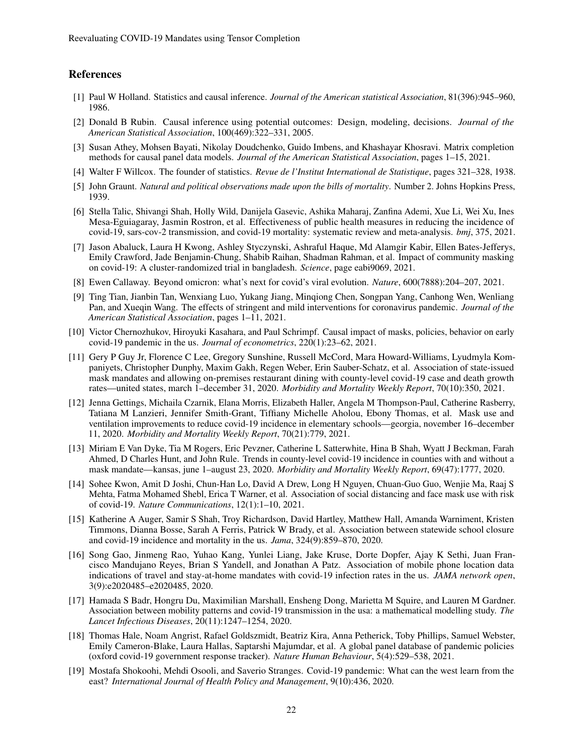## References

[1] Paul W Holland. Statistics and causal inference. *Journal of the American statistical Association*, 81(396):945–960, 1986.

[2] Donald B Rubin. Causal inference using potential outcomes: Design, modeling, decisions. *Journal of the American Statistical Association*, 100(469):322–331, 2005.

[3] Susan Athey, Mohsen Bayati, Nikolay Doudchenko, Guido Imbens, and Khashayar Khosravi. Matrix completion methods for causal panel data models. *Journal of the American Statistical Association*, pages 1–15, 2021.

[4] Walter F Willcox. The founder of statistics. *Revue de l'Institut International de Statistique*, pages 321–328, 1938.

[5] John Graunt. *Natural and political observations made upon the bills of mortality*. Number 2. Johns Hopkins Press, 1939.

[6] Stella Talic, Shivangi Shah, Holly Wild, Danijela Gasevic, Ashika Maharaj, Zanfina Ademi, Xue Li, Wei Xu, Ines Mesa-Eguiagaray, Jasmin Rostron, et al. Effectiveness of public health measures in reducing the incidence of covid-19, sars-cov-2 transmission, and covid-19 mortality: systematic review and meta-analysis. *bmj*, 375, 2021.

[7] Jason Abaluck, Laura H Kwong, Ashley Styczynski, Ashraful Haque, Md Alamgir Kabir, Ellen Bates-Jefferys, Emily Crawford, Jade Benjamin-Chung, Shabib Raihan, Shadman Rahman, et al. Impact of community masking on covid-19: A cluster-randomized trial in bangladesh. *Science*, page eabi9069, 2021.

[8] Ewen Callaway. Beyond omicron: what's next for covid's viral evolution. *Nature*, 600(7888):204–207, 2021.

[9] Ting Tian, Jianbin Tan, Wenxiang Luo, Yukang Jiang, Minqiong Chen, Songpan Yang, Canhong Wen, Wenliang Pan, and Xueqin Wang. The effects of stringent and mild interventions for coronavirus pandemic. *Journal of the American Statistical Association*, pages 1–11, 2021.

[10] Victor Chernozhukov, Hiroyuki Kasahara, and Paul Schrimpf. Causal impact of masks, policies, behavior on early covid-19 pandemic in the us. *Journal of econometrics*, 220(1):23–62, 2021.

[11] Gery P Guy Jr, Florence C Lee, Gregory Sunshine, Russell McCord, Mara Howard-Williams, Lyudmyla Kompaniyets, Christopher Dunphy, Maxim Gakh, Regen Weber, Erin Sauber-Schatz, et al. Association of state-issued mask mandates and allowing on-premises restaurant dining with county-level covid-19 case and death growth rates—united states, march 1–december 31, 2020. *Morbidity and Mortality Weekly Report*, 70(10):350, 2021.

[12] Jenna Gettings, Michaila Czarnik, Elana Morris, Elizabeth Haller, Angela M Thompson-Paul, Catherine Rasberry, Tatiana M Lanzieri, Jennifer Smith-Grant, Tiffiany Michelle Aholou, Ebony Thomas, et al. Mask use and ventilation improvements to reduce covid-19 incidence in elementary schools—georgia, november 16–december 11, 2020. *Morbidity and Mortality Weekly Report*, 70(21):779, 2021.

[13] Miriam E Van Dyke, Tia M Rogers, Eric Pevzner, Catherine L Satterwhite, Hina B Shah, Wyatt J Beckman, Farah Ahmed, D Charles Hunt, and John Rule. Trends in county-level covid-19 incidence in counties with and without a mask mandate—kansas, june 1–august 23, 2020. *Morbidity and Mortality Weekly Report*, 69(47):1777, 2020.

[14] Sohee Kwon, Amit D Joshi, Chun-Han Lo, David A Drew, Long H Nguyen, Chuan-Guo Guo, Wenjie Ma, Raaj S Mehta, Fatma Mohamed Shebl, Erica T Warner, et al. Association of social distancing and face mask use with risk of covid-19. *Nature Communications*, 12(1):1–10, 2021.

[15] Katherine A Auger, Samir S Shah, Troy Richardson, David Hartley, Matthew Hall, Amanda Warniment, Kristen Timmons, Dianna Bosse, Sarah A Ferris, Patrick W Brady, et al. Association between statewide school closure and covid-19 incidence and mortality in the us. *Jama*, 324(9):859–870, 2020.

[16] Song Gao, Jinmeng Rao, Yuhao Kang, Yunlei Liang, Jake Kruse, Dorte Dopfer, Ajay K Sethi, Juan Francisco Mandujano Reyes, Brian S Yandell, and Jonathan A Patz. Association of mobile phone location data indications of travel and stay-at-home mandates with covid-19 infection rates in the us. *JAMA network open*, 3(9):e2020485–e2020485, 2020.

[17] Hamada S Badr, Hongru Du, Maximilian Marshall, Ensheng Dong, Marietta M Squire, and Lauren M Gardner. Association between mobility patterns and covid-19 transmission in the usa: a mathematical modelling study. *The Lancet Infectious Diseases*, 20(11):1247–1254, 2020.

[18] Thomas Hale, Noam Angrist, Rafael Goldszmidt, Beatriz Kira, Anna Petherick, Toby Phillips, Samuel Webster, Emily Cameron-Blake, Laura Hallas, Saptarshi Majumdar, et al. A global panel database of pandemic policies (oxford covid-19 government response tracker). *Nature Human Behaviour*, 5(4):529–538, 2021.

[19] Mostafa Shokoohi, Mehdi Osooli, and Saverio Stranges. Covid-19 pandemic: What can the west learn from the east? *International Journal of Health Policy and Management*, 9(10):436, 2020.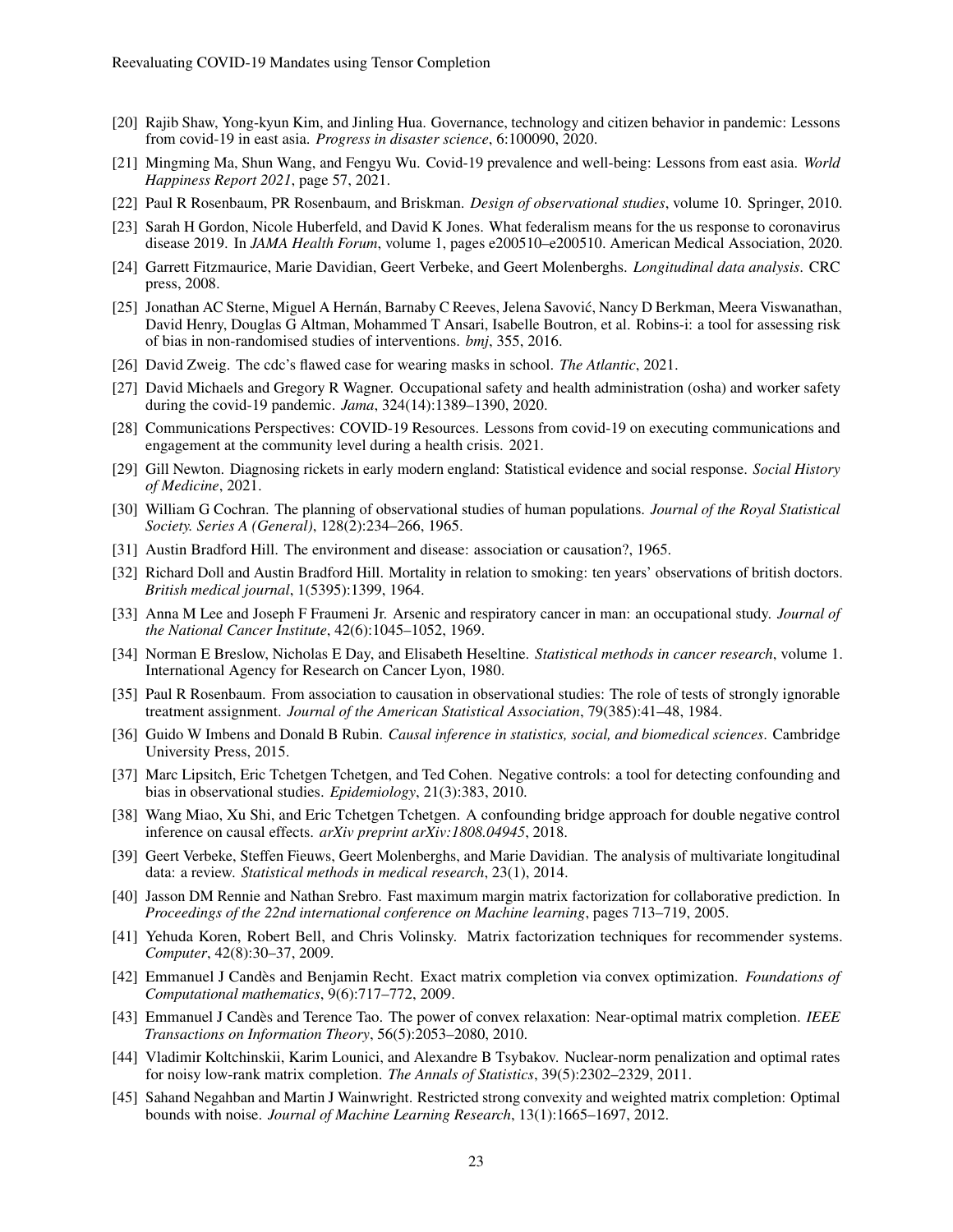[20] Rajib Shaw, Yong-kyun Kim, and Jinling Hua. Governance, technology and citizen behavior in pandemic: Lessons from covid-19 in east asia. *Progress in disaster science*, 6:100090, 2020.

[21] Mingming Ma, Shun Wang, and Fengyu Wu. Covid-19 prevalence and well-being: Lessons from east asia. *World Happiness Report 2021*, page 57, 2021.

[22] Paul R Rosenbaum, PR Rosenbaum, and Briskman. *Design of observational studies*, volume 10. Springer, 2010.

[23] Sarah H Gordon, Nicole Huberfeld, and David K Jones. What federalism means for the us response to coronavirus disease 2019. In *JAMA Health Forum*, volume 1, pages e200510–e200510. American Medical Association, 2020.

[24] Garrett Fitzmaurice, Marie Davidian, Geert Verbeke, and Geert Molenberghs. *Longitudinal data analysis*. CRC press, 2008.

[25] Jonathan AC Sterne, Miguel A Hernán, Barnaby C Reeves, Jelena Savović, Nancy D Berkman, Meera Viswanathan, David Henry, Douglas G Altman, Mohammed T Ansari, Isabelle Boutron, et al. Robins-i: a tool for assessing risk of bias in non-randomised studies of interventions. *bmj*, 355, 2016.

[26] David Zweig. The cdc's flawed case for wearing masks in school. *The Atlantic*, 2021.

[27] David Michaels and Gregory R Wagner. Occupational safety and health administration (osha) and worker safety during the covid-19 pandemic. *Jama*, 324(14):1389–1390, 2020.

[28] Communications Perspectives: COVID-19 Resources. Lessons from covid-19 on executing communications and engagement at the community level during a health crisis. 2021.

[29] Gill Newton. Diagnosing rickets in early modern england: Statistical evidence and social response. *Social History of Medicine*, 2021.

[30] William G Cochran. The planning of observational studies of human populations. *Journal of the Royal Statistical Society. Series A (General)*, 128(2):234–266, 1965.

[31] Austin Bradford Hill. The environment and disease: association or causation?, 1965.

[32] Richard Doll and Austin Bradford Hill. Mortality in relation to smoking: ten years' observations of british doctors. *British medical journal*, 1(5395):1399, 1964.

[33] Anna M Lee and Joseph F Fraumeni Jr. Arsenic and respiratory cancer in man: an occupational study. *Journal of the National Cancer Institute*, 42(6):1045–1052, 1969.

[34] Norman E Breslow, Nicholas E Day, and Elisabeth Heseltine. *Statistical methods in cancer research*, volume 1. International Agency for Research on Cancer Lyon, 1980.

[35] Paul R Rosenbaum. From association to causation in observational studies: The role of tests of strongly ignorable treatment assignment. *Journal of the American Statistical Association*, 79(385):41–48, 1984.

[36] Guido W Imbens and Donald B Rubin. *Causal inference in statistics, social, and biomedical sciences*. Cambridge University Press, 2015.

[37] Marc Lipsitch, Eric Tchetgen Tchetgen, and Ted Cohen. Negative controls: a tool for detecting confounding and bias in observational studies. *Epidemiology*, 21(3):383, 2010.

[38] Wang Miao, Xu Shi, and Eric Tchetgen Tchetgen. A confounding bridge approach for double negative control inference on causal effects. *arXiv preprint arXiv:1808.04945*, 2018.

[39] Geert Verbeke, Steffen Fieuws, Geert Molenberghs, and Marie Davidian. The analysis of multivariate longitudinal data: a review. *Statistical methods in medical research*, 23(1), 2014.

[40] Jasson DM Rennie and Nathan Srebro. Fast maximum margin matrix factorization for collaborative prediction. In *Proceedings of the 22nd international conference on Machine learning*, pages 713–719, 2005.

[41] Yehuda Koren, Robert Bell, and Chris Volinsky. Matrix factorization techniques for recommender systems. *Computer*, 42(8):30–37, 2009.

[42] Emmanuel J Candès and Benjamin Recht. Exact matrix completion via convex optimization. *Foundations of Computational mathematics*, 9(6):717–772, 2009.

[43] Emmanuel J Candès and Terence Tao. The power of convex relaxation: Near-optimal matrix completion. *IEEE Transactions on Information Theory*, 56(5):2053–2080, 2010.

[44] Vladimir Koltchinskii, Karim Lounici, and Alexandre B Tsybakov. Nuclear-norm penalization and optimal rates for noisy low-rank matrix completion. *The Annals of Statistics*, 39(5):2302–2329, 2011.

[45] Sahand Negahban and Martin J Wainwright. Restricted strong convexity and weighted matrix completion: Optimal bounds with noise. *Journal of Machine Learning Research*, 13(1):1665–1697, 2012.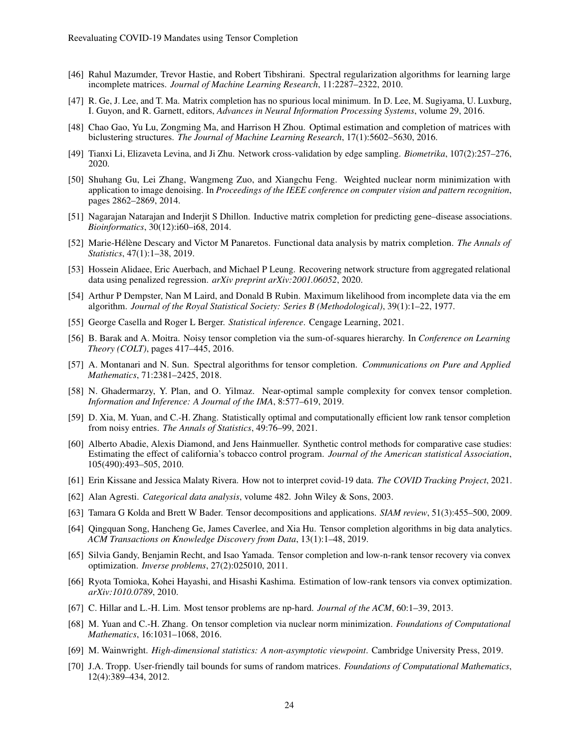[46] Rahul Mazumder, Trevor Hastie, and Robert Tibshirani. Spectral regularization algorithms for learning large incomplete matrices. *Journal of Machine Learning Research*, 11:2287–2322, 2010.

[47] R. Ge, J. Lee, and T. Ma. Matrix completion has no spurious local minimum. In D. Lee, M. Sugiyama, U. Luxburg, I. Guyon, and R. Garnett, editors, *Advances in Neural Information Processing Systems*, volume 29, 2016.

[48] Chao Gao, Yu Lu, Zongming Ma, and Harrison H Zhou. Optimal estimation and completion of matrices with biclustering structures. *The Journal of Machine Learning Research*, 17(1):5602–5630, 2016.

[49] Tianxi Li, Elizaveta Levina, and Ji Zhu. Network cross-validation by edge sampling. *Biometrika*, 107(2):257–276, 2020.

[50] Shuhang Gu, Lei Zhang, Wangmeng Zuo, and Xiangchu Feng. Weighted nuclear norm minimization with application to image denoising. In *Proceedings of the IEEE conference on computer vision and pattern recognition*, pages 2862–2869, 2014.

[51] Nagarajan Natarajan and Inderjit S Dhillon. Inductive matrix completion for predicting gene–disease associations. *Bioinformatics*, 30(12):i60–i68, 2014.

[52] Marie-Hélène Descary and Victor M Panaretos. Functional data analysis by matrix completion. *The Annals of Statistics*, 47(1):1–38, 2019.

[53] Hossein Alidaee, Eric Auerbach, and Michael P Leung. Recovering network structure from aggregated relational data using penalized regression. *arXiv preprint arXiv:2001.06052*, 2020.

[54] Arthur P Dempster, Nan M Laird, and Donald B Rubin. Maximum likelihood from incomplete data via the em algorithm. *Journal of the Royal Statistical Society: Series B (Methodological)*, 39(1):1–22, 1977.

[55] George Casella and Roger L Berger. *Statistical inference*. Cengage Learning, 2021.

[56] B. Barak and A. Moitra. Noisy tensor completion via the sum-of-squares hierarchy. In *Conference on Learning Theory (COLT)*, pages 417–445, 2016.

[57] A. Montanari and N. Sun. Spectral algorithms for tensor completion. *Communications on Pure and Applied Mathematics*, 71:2381–2425, 2018.

[58] N. Ghadermarzy, Y. Plan, and O. Yilmaz. Near-optimal sample complexity for convex tensor completion. *Information and Inference: A Journal of the IMA*, 8:577–619, 2019.

[59] D. Xia, M. Yuan, and C.-H. Zhang. Statistically optimal and computationally efficient low rank tensor completion from noisy entries. *The Annals of Statistics*, 49:76–99, 2021.

[60] Alberto Abadie, Alexis Diamond, and Jens Hainmueller. Synthetic control methods for comparative case studies: Estimating the effect of california's tobacco control program. *Journal of the American statistical Association*, 105(490):493–505, 2010.

[61] Erin Kissane and Jessica Malaty Rivera. How not to interpret covid-19 data. *The COVID Tracking Project*, 2021.

[62] Alan Agresti. *Categorical data analysis*, volume 482. John Wiley & Sons, 2003.

[63] Tamara G Kolda and Brett W Bader. Tensor decompositions and applications. *SIAM review*, 51(3):455–500, 2009.

[64] Qingquan Song, Hancheng Ge, James Caverlee, and Xia Hu. Tensor completion algorithms in big data analytics. *ACM Transactions on Knowledge Discovery from Data*, 13(1):1–48, 2019.

[65] Silvia Gandy, Benjamin Recht, and Isao Yamada. Tensor completion and low-n-rank tensor recovery via convex optimization. *Inverse problems*, 27(2):025010, 2011.

[66] Ryota Tomioka, Kohei Hayashi, and Hisashi Kashima. Estimation of low-rank tensors via convex optimization. *arXiv:1010.0789*, 2010.

[67] C. Hillar and L.-H. Lim. Most tensor problems are np-hard. *Journal of the ACM*, 60:1–39, 2013.

[68] M. Yuan and C.-H. Zhang. On tensor completion via nuclear norm minimization. *Foundations of Computational Mathematics*, 16:1031–1068, 2016.

[69] M. Wainwright. *High-dimensional statistics: A non-asymptotic viewpoint*. Cambridge University Press, 2019.

[70] J.A. Tropp. User-friendly tail bounds for sums of random matrices. *Foundations of Computational Mathematics*, 12(4):389–434, 2012.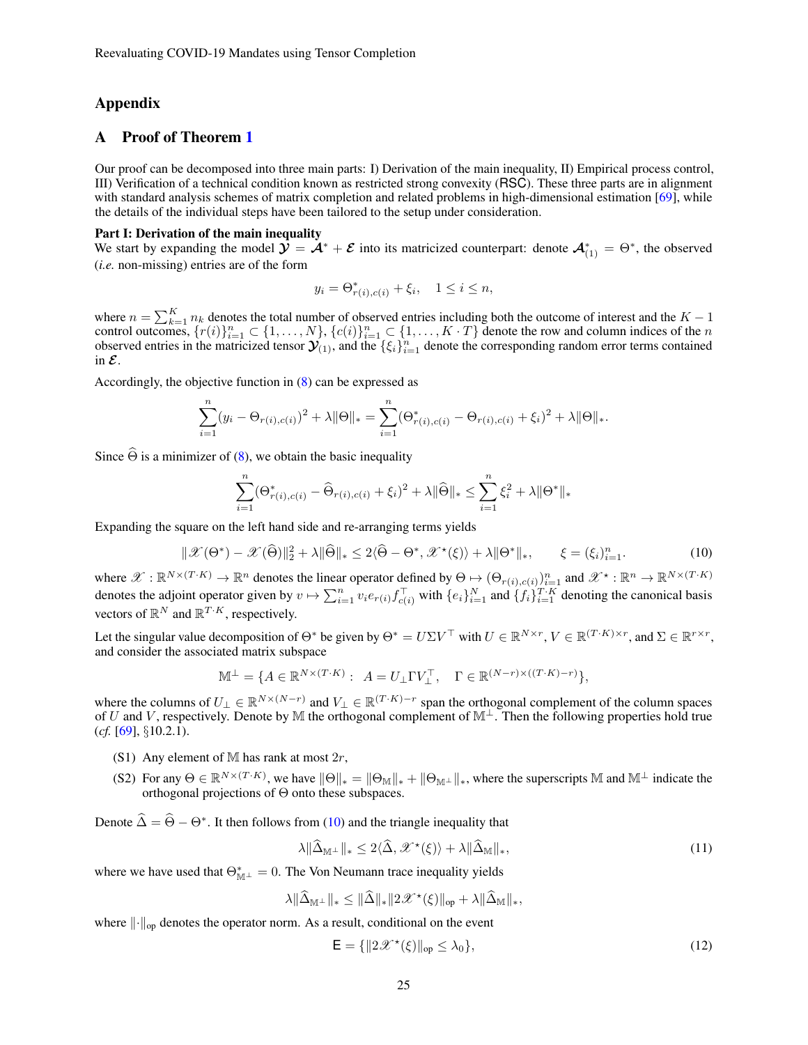# Appendix

## A Proof of Theorem 1

Our proof can be decomposed into three main parts: I) Derivation of the main inequality, II) Empirical process control, III) Verification of a technical condition known as restricted strong convexity (RSC). These three parts are in alignment with standard analysis schemes of matrix completion and related problems in high-dimensional estimation [69], while the details of the individual steps have been tailored to the setup under consideration.

**Part I: Derivation of the main inequality**

We start by expanding the model $\boldsymbol{\mathcal{Y}} = \boldsymbol{\mathcal{A}}^* + \boldsymbol{\mathcal{E}}$ into its matricized counterpart: denote $\boldsymbol{\mathcal{A}}^*_{(1)} = \Theta^*$, the observed (*i.e.* non-missing) entries are of the form

$$y_i = \Theta^*_{r(i),c(i)} + \xi_i, \quad 1 \leq i \leq n,$$

where $n = \sum_{k=1}^K n_k$ denotes the total number of observed entries including both the outcome of interest and the $K-1$ control outcomes, $\{r(i)\}_{i=1}^n \subset \{1, \ldots, N\}$, $\{c(i)\}_{i=1}^n \subset \{1, \ldots, K \cdot T\}$ denote the row and column indices of the $n$ observed entries in the matricized tensor $\boldsymbol{\mathcal{Y}}_{(1)}$, and the $\{\xi_i\}_{i=1}^n$ denote the corresponding random error terms contained in $\boldsymbol{\mathcal{E}}$.

Accordingly, the objective function in (8) can be expressed as

$$\sum_{i=1}^n (y_i - \Theta_{r(i),c(i)})^2 + \lambda \|\Theta\|_* = \sum_{i=1}^n (\Theta^*_{r(i),c(i)} - \Theta_{r(i),c(i)} + \xi_i)^2 + \lambda \|\Theta\|_*.$$

Since $\widehat{\Theta}$ is a minimizer of (8), we obtain the basic inequality

$$\sum_{i=1}^n (\Theta^*_{r(i),c(i)} - \widehat{\Theta}_{r(i),c(i)} + \xi_i)^2 + \lambda \|\widehat{\Theta}\|_* \leq \sum_{i=1}^n \xi_i^2 + \lambda \|\Theta^*\|_*$$

Expanding the square on the left hand side and re-arranging terms yields

$$\|\mathscr{X}(\Theta^*) - \mathscr{X}(\widehat{\Theta})\|_2^2 + \lambda \|\widehat{\Theta}\|_* \leq 2\langle \widehat{\Theta} - \Theta^*, \mathscr{X}^\star(\xi) \rangle + \lambda \|\Theta^*\|_*, \qquad \xi = (\xi_i)_{i=1}^n. \tag{10}$$

where $\mathscr{X} : \mathbb{R}^{N \times (T \cdot K)} \to \mathbb{R}^n$ denotes the linear operator defined by $\Theta \mapsto (\Theta_{r(i),c(i)})_{i=1}^n$ and $\mathscr{X}^\star : \mathbb{R}^n \to \mathbb{R}^{N \times (T \cdot K)}$ denotes the adjoint operator given by $v \mapsto \sum_{i=1}^n v_i e_{r(i)} f_{c(i)}^\top$ with $\{e_i\}_{i=1}^N$ and $\{f_i\}_{i=1}^{T \cdot K}$ denoting the canonical basis vectors of $\mathbb{R}^N$ and $\mathbb{R}^{T \cdot K}$, respectively.

Let the singular value decomposition of $\Theta^*$ be given by $\Theta^* = U \Sigma V^\top$ with $U \in \mathbb{R}^{N \times r}$, $V \in \mathbb{R}^{(T \cdot K) \times r}$, and $\Sigma \in \mathbb{R}^{r \times r}$, and consider the associated matrix subspace

$$\mathbb{M}^\perp = \{A \in \mathbb{R}^{N \times (T \cdot K)} : \ A = U_\perp \Gamma V_\perp^\top, \quad \Gamma \in \mathbb{R}^{(N-r) \times ((T \cdot K) - r)}\},$$

where the columns of $U_\perp \in \mathbb{R}^{N \times (N-r)}$ and $V_\perp \in \mathbb{R}^{(T \cdot K) - r}$ span the orthogonal complement of the column spaces of $U$ and $V$, respectively. Denote by $\mathbb{M}$ the orthogonal complement of $\mathbb{M}^\perp$. Then the following properties hold true (*cf.* [69], §10.2.1).

- (S1) Any element of $\mathbb{M}$ has rank at most $2r$,
- (S2) For any $\Theta \in \mathbb{R}^{N \times (T \cdot K)}$, we have $\|\Theta\|_* = \|\Theta_{\mathbb{M}}\|_* + \|\Theta_{\mathbb{M}^\perp}\|_*$, where the superscripts $\mathbb{M}$ and $\mathbb{M}^\perp$ indicate the orthogonal projections of $\Theta$ onto these subspaces.

Denote $\widehat{\Delta} = \widehat{\Theta} - \Theta^*$. It then follows from (10) and the triangle inequality that

$$\lambda \|\widehat{\Delta}_{\mathbb{M}^\perp}\|_* \leq 2\langle \widehat{\Delta}, \mathscr{X}^\star(\xi) \rangle + \lambda \|\widehat{\Delta}_{\mathbb{M}}\|_*, \tag{11}$$

where we have used that $\Theta^*_{\mathbb{M}^\perp} = 0$. The Von Neumann trace inequality yields

$$\lambda \|\widehat{\Delta}_{\mathbb{M}^\perp}\|_* \leq \|\widehat{\Delta}\|_* \|2\mathscr{X}^\star(\xi)\|_{\text{op}} + \lambda \|\widehat{\Delta}_{\mathbb{M}}\|_*,$$

where $\|\cdot\|_{\text{op}}$ denotes the operator norm. As a result, conditional on the event

$$\mathsf{E} = \{\|2\mathscr{X}^\star(\xi)\|_{\text{op}} \leq \lambda_0\}, \tag{12}$$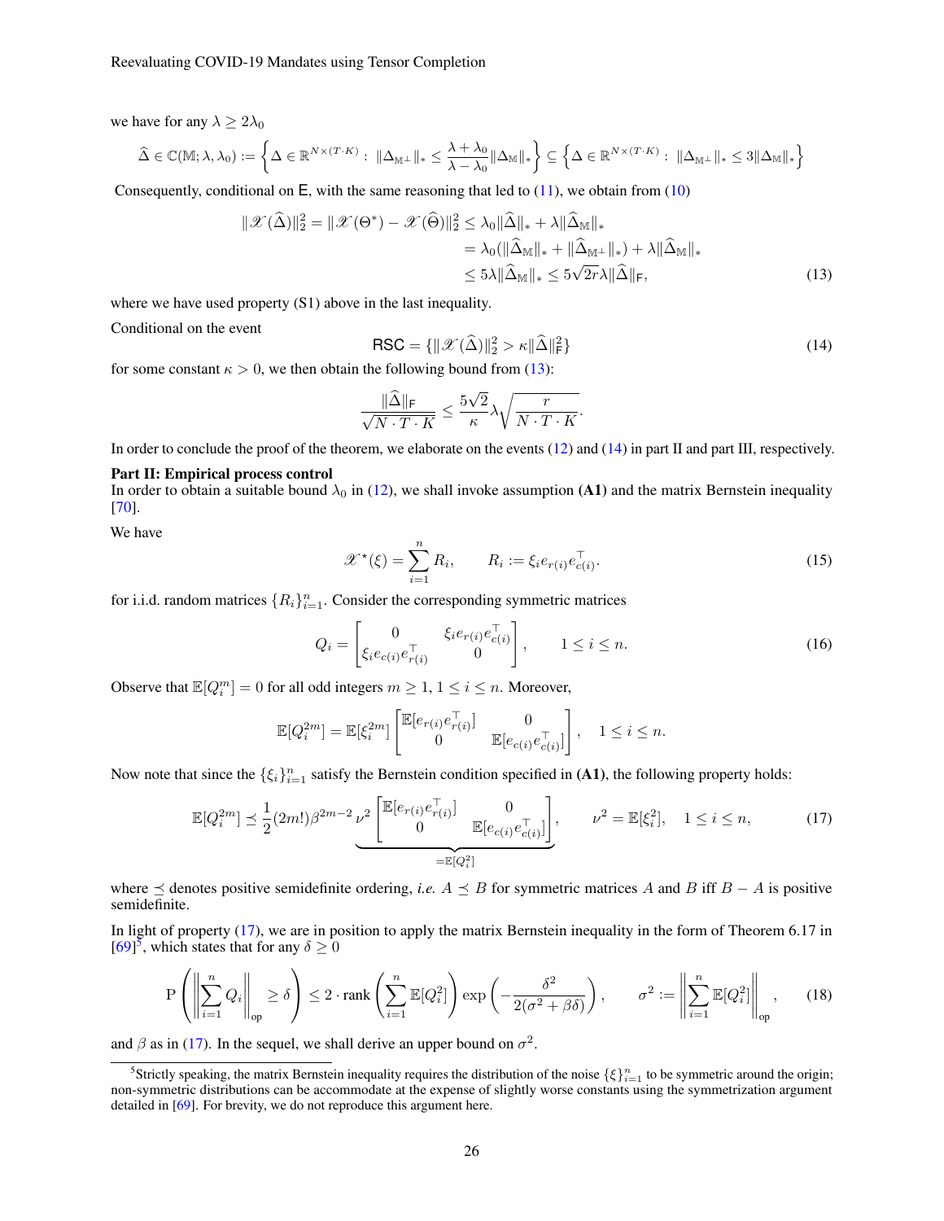we have for any $\lambda \geq 2\lambda_0$

$$\widehat{\Delta} \in \mathbb{C}(\mathbb{M}; \lambda, \lambda_0) := \left\{ \Delta \in \mathbb{R}^{N \times (T \cdot K)} : \ \|\Delta_{\mathbb{M}^\perp}\|_* \leq \frac{\lambda + \lambda_0}{\lambda - \lambda_0} \|\Delta_{\mathbb{M}}\|_* \right\} \subseteq \left\{ \Delta \in \mathbb{R}^{N \times (T \cdot K)} : \ \|\Delta_{\mathbb{M}^\perp}\|_* \leq 3 \|\Delta_{\mathbb{M}}\|_* \right\}$$

Consequently, conditional on $\mathsf{E}$, with the same reasoning that led to (11), we obtain from (10)

$$\begin{aligned}
\|\mathscr{X}(\widehat{\Delta})\|_2^2 = \|\mathscr{X}(\Theta^*) - \mathscr{X}(\widehat{\Theta})\|_2^2 &\leq \lambda_0 \|\widehat{\Delta}\|_* + \lambda \|\widehat{\Delta}_{\mathbb{M}}\|_* \\
&= \lambda_0 (\|\widehat{\Delta}_{\mathbb{M}}\|_* + \|\widehat{\Delta}_{\mathbb{M}^\perp}\|_*) + \lambda \|\widehat{\Delta}_{\mathbb{M}}\|_* \\
&\leq 5\lambda \|\widehat{\Delta}_{\mathbb{M}}\|_* \leq 5\sqrt{2r}\lambda \|\widehat{\Delta}\|_{\mathsf{F}},
\end{aligned} \tag{13}$$

where we have used property (S1) above in the last inequality.

Conditional on the event

$$\mathsf{RSC} = \{\|\mathscr{X}(\widehat{\Delta})\|_2^2 > \kappa \|\widehat{\Delta}\|_{\mathsf{F}}^2\} \tag{14}$$

for some constant $\kappa > 0$, we then obtain the following bound from (13):

$$\frac{\|\widehat{\Delta}\|_{\mathsf{F}}}{\sqrt{N \cdot T \cdot K}} \leq \frac{5\sqrt{2}}{\kappa} \lambda \sqrt{\frac{r}{N \cdot T \cdot K}}.$$

In order to conclude the proof of the theorem, we elaborate on the events (12) and (14) in part II and part III, respectively.

**Part II: Empirical process control**

In order to obtain a suitable bound $\lambda_0$ in (12), we shall invoke assumption **(A1)** and the matrix Bernstein inequality [70].

We have

$$\mathscr{X}^\star(\xi) = \sum_{i=1}^n R_i, \qquad R_i := \xi_i e_{r(i)} e_{c(i)}^\top. \tag{15}$$

for i.i.d. random matrices $\{R_i\}_{i=1}^n$. Consider the corresponding symmetric matrices

$$Q_i = \begin{bmatrix} 0 & \xi_i e_{r(i)} e_{c(i)}^\top \\ \xi_i e_{c(i)} e_{r(i)}^\top & 0 \end{bmatrix}, \qquad 1 \leq i \leq n. \tag{16}$$

Observe that $\mathbb{E}[Q_i^m] = 0$ for all odd integers $m \geq 1$, $1 \leq i \leq n$. Moreover,

$$\mathbb{E}[Q_i^{2m}] = \mathbb{E}[\xi_i^{2m}] \begin{bmatrix} \mathbb{E}[e_{r(i)} e_{r(i)}^\top] & 0 \\ 0 & \mathbb{E}[e_{c(i)} e_{c(i)}^\top] \end{bmatrix}, \quad 1 \leq i \leq n.$$

Now note that since the $\{\xi_i\}_{i=1}^n$ satisfy the Bernstein condition specified in **(A1)**, the following property holds:

$$\mathbb{E}[Q_i^{2m}] \preceq \frac{1}{2}(2m!)\beta^{2m-2} \underbrace{\nu^2 \begin{bmatrix} \mathbb{E}[e_{r(i)} e_{r(i)}^\top] & 0 \\ 0 & \mathbb{E}[e_{c(i)} e_{c(i)}^\top] \end{bmatrix}}_{= \mathbb{E}[Q_i^2]}, \qquad \nu^2 = \mathbb{E}[\xi_i^2], \quad 1 \leq i \leq n, \tag{17}$$

where $\preceq$ denotes positive semidefinite ordering, *i.e.* $A \preceq B$ for symmetric matrices $A$ and $B$ iff $B - A$ is positive semidefinite.

In light of property (17), we are in position to apply the matrix Bernstein inequality in the form of Theorem 6.17 in [69][5], which states that for any $\delta \geq 0$

$$\mathrm{P}\left( \left\| \sum_{i=1}^n Q_i \right\|_{\mathrm{op}} \geq \delta \right) \leq 2 \cdot \mathrm{rank}\left( \sum_{i=1}^n \mathbb{E}[Q_i^2] \right) \exp\left( -\frac{\delta^2}{2(\sigma^2 + \beta\delta)} \right), \qquad \sigma^2 := \left\| \sum_{i=1}^n \mathbb{E}[Q_i^2] \right\|_{\mathrm{op}}, \tag{18}$$

and $\beta$ as in (17). In the sequel, we shall derive an upper bound on $\sigma^2$.

[5] Strictly speaking, the matrix Bernstein inequality requires the distribution of the noise $\{\xi\}_{i=1}^n$ to be symmetric around the origin; non-symmetric distributions can be accommodate at the expense of slightly worse constants using the symmetrization argument detailed in [69]. For brevity, we do not reproduce this argument here.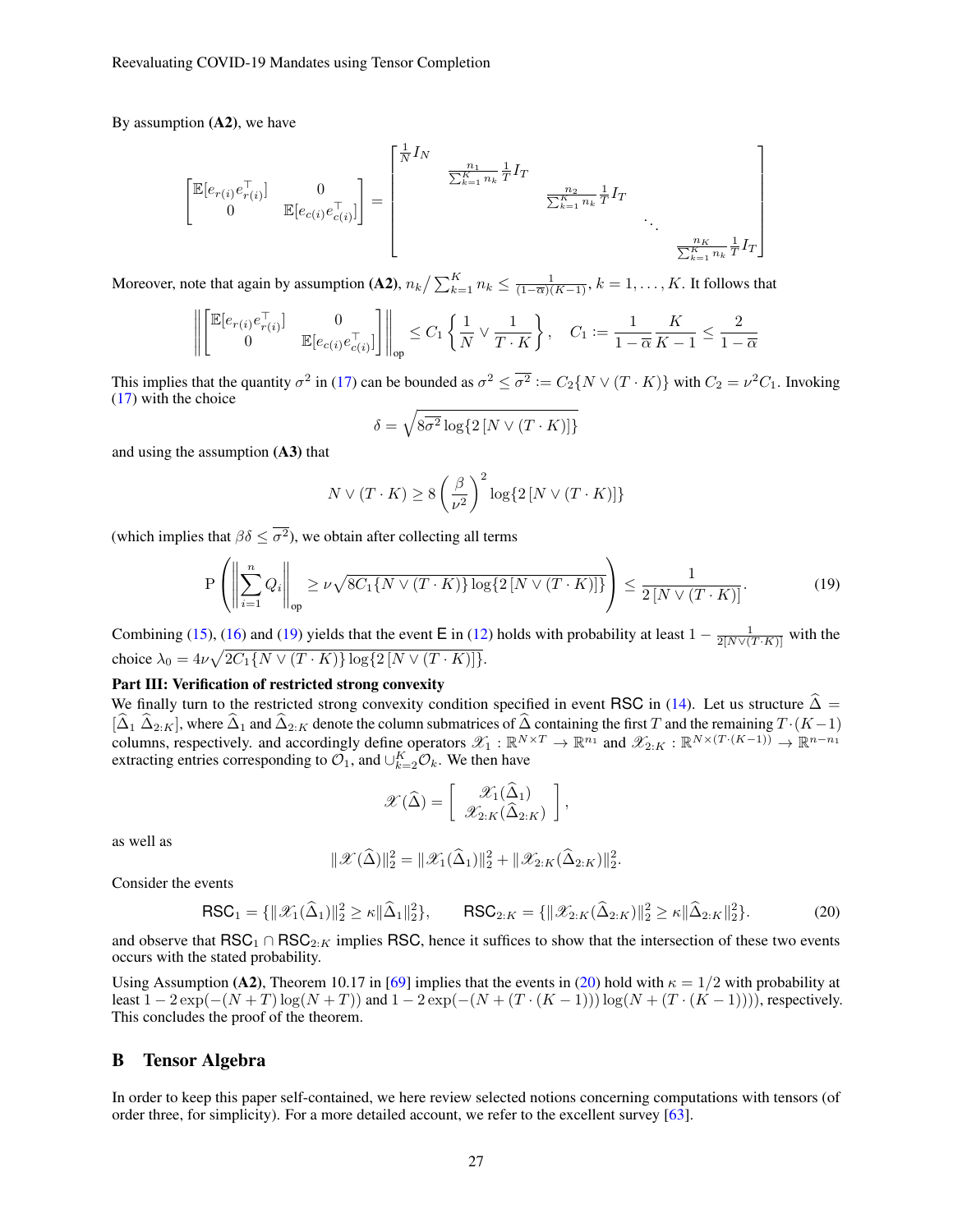By assumption **(A2)**, we have

$$\begin{bmatrix} \mathbb{E}[e_{r(i)}e_{r(i)}^\top] & 0 \\ 0 & \mathbb{E}[e_{c(i)}e_{c(i)}^\top] \end{bmatrix} = \begin{bmatrix} \frac{1}{N} I_N & & & & \\ & \frac{n_1}{\sum_{k=1}^K n_k} \frac{1}{T} I_T & & & \\ & & \frac{n_2}{\sum_{k=1}^K n_k} \frac{1}{T} I_T & & \\ & & & \ddots & \\ & & & & \frac{n_K}{\sum_{k=1}^K n_k} \frac{1}{T} I_T \end{bmatrix}$$

Moreover, note that again by assumption **(A2)**, $n_k / \sum_{k=1}^K n_k \leq \frac{1}{(1-\overline{\alpha})(K-1)}$, $k = 1, \ldots, K$. It follows that

$$\left\| \begin{bmatrix} \mathbb{E}[e_{r(i)}e_{r(i)}^\top] & 0 \\ 0 & \mathbb{E}[e_{c(i)}e_{c(i)}^\top] \end{bmatrix} \right\|_{\text{op}} \leq C_1 \left\{ \frac{1}{N} \vee \frac{1}{T \cdot K} \right\}, \quad C_1 := \frac{1}{1-\overline{\alpha}} \frac{K}{K-1} \leq \frac{2}{1-\overline{\alpha}}$$

This implies that the quantity $\sigma^2$ in (17) can be bounded as $\sigma^2 \leq \overline{\sigma^2} := C_2 \{N \vee (T \cdot K)\}$ with $C_2 = \nu^2 C_1$. Invoking (17) with the choice

$$\delta = \sqrt{8 \overline{\sigma^2} \log\{2 \, [N \vee (T \cdot K)]\}}$$

and using the assumption **(A3)** that

$$N \vee (T \cdot K) \geq 8 \left( \frac{\beta}{\nu^2} \right)^2 \log\{2 \, [N \vee (T \cdot K)]\}$$

(which implies that $\beta \delta \leq \overline{\sigma^2}$), we obtain after collecting all terms

$$\mathrm{P} \left( \left\| \sum_{i=1}^n Q_i \right\|_{\text{op}} \geq \nu \sqrt{8 C_1 \{N \vee (T \cdot K)\} \log\{2 \, [N \vee (T \cdot K)]\}} \right) \leq \frac{1}{2 \, [N \vee (T \cdot K)]}. \tag{19}$$

Combining (15), (16) and (19) yields that the event $\mathsf{E}$ in (12) holds with probability at least $1 - \frac{1}{2[N \vee (T \cdot K)]}$ with the choice $\lambda_0 = 4\nu \sqrt{2 C_1 \{N \vee (T \cdot K)\} \log\{2 \, [N \vee (T \cdot K)]\}}$.

**Part III: Verification of restricted strong convexity**

We finally turn to the restricted strong convexity condition specified in event $\mathsf{RSC}$ in (14). Let us structure $\widehat{\Delta} = [\widehat{\Delta}_1 \; \widehat{\Delta}_{2:K}]$, where $\widehat{\Delta}_1$ and $\widehat{\Delta}_{2:K}$ denote the column submatrices of $\widehat{\Delta}$ containing the first $T$ and the remaining $T \cdot (K-1)$ columns, respectively. and accordingly define operators $\mathscr{X}_1 : \mathbb{R}^{N \times T} \to \mathbb{R}^{n_1}$ and $\mathscr{X}_{2:K} : \mathbb{R}^{N \times (T \cdot (K-1))} \to \mathbb{R}^{n - n_1}$ extracting entries corresponding to $\mathcal{O}_1$, and $\cup_{k=2}^K \mathcal{O}_k$. We then have

$$\mathscr{X}(\widehat{\Delta}) = \left[ \begin{array}{c} \mathscr{X}_1(\widehat{\Delta}_1) \\ \mathscr{X}_{2:K}(\widehat{\Delta}_{2:K}) \end{array} \right],$$

as well as

$$\|\mathscr{X}(\widehat{\Delta})\|_2^2 = \|\mathscr{X}_1(\widehat{\Delta}_1)\|_2^2 + \|\mathscr{X}_{2:K}(\widehat{\Delta}_{2:K})\|_2^2.$$

Consider the events

$$\mathsf{RSC}_1 = \{\|\mathscr{X}_1(\widehat{\Delta}_1)\|_2^2 \geq \kappa \|\widehat{\Delta}_1\|_2^2\}, \qquad \mathsf{RSC}_{2:K} = \{\|\mathscr{X}_{2:K}(\widehat{\Delta}_{2:K})\|_2^2 \geq \kappa \|\widehat{\Delta}_{2:K}\|_2^2\}. \tag{20}$$

and observe that $\mathsf{RSC}_1 \cap \mathsf{RSC}_{2:K}$ implies $\mathsf{RSC}$, hence it suffices to show that the intersection of these two events occurs with the stated probability.

Using Assumption **(A2)**, Theorem 10.17 in [69] implies that the events in (20) hold with $\kappa = 1/2$ with probability at least $1 - 2\exp(-(N+T)\log(N+T))$ and $1 - 2\exp(-(N + (T \cdot (K-1)))\log(N + (T \cdot (K-1))))$, respectively. This concludes the proof of the theorem.

## B Tensor Algebra

In order to keep this paper self-contained, we here review selected notions concerning computations with tensors (of order three, for simplicity). For a more detailed account, we refer to the excellent survey [63].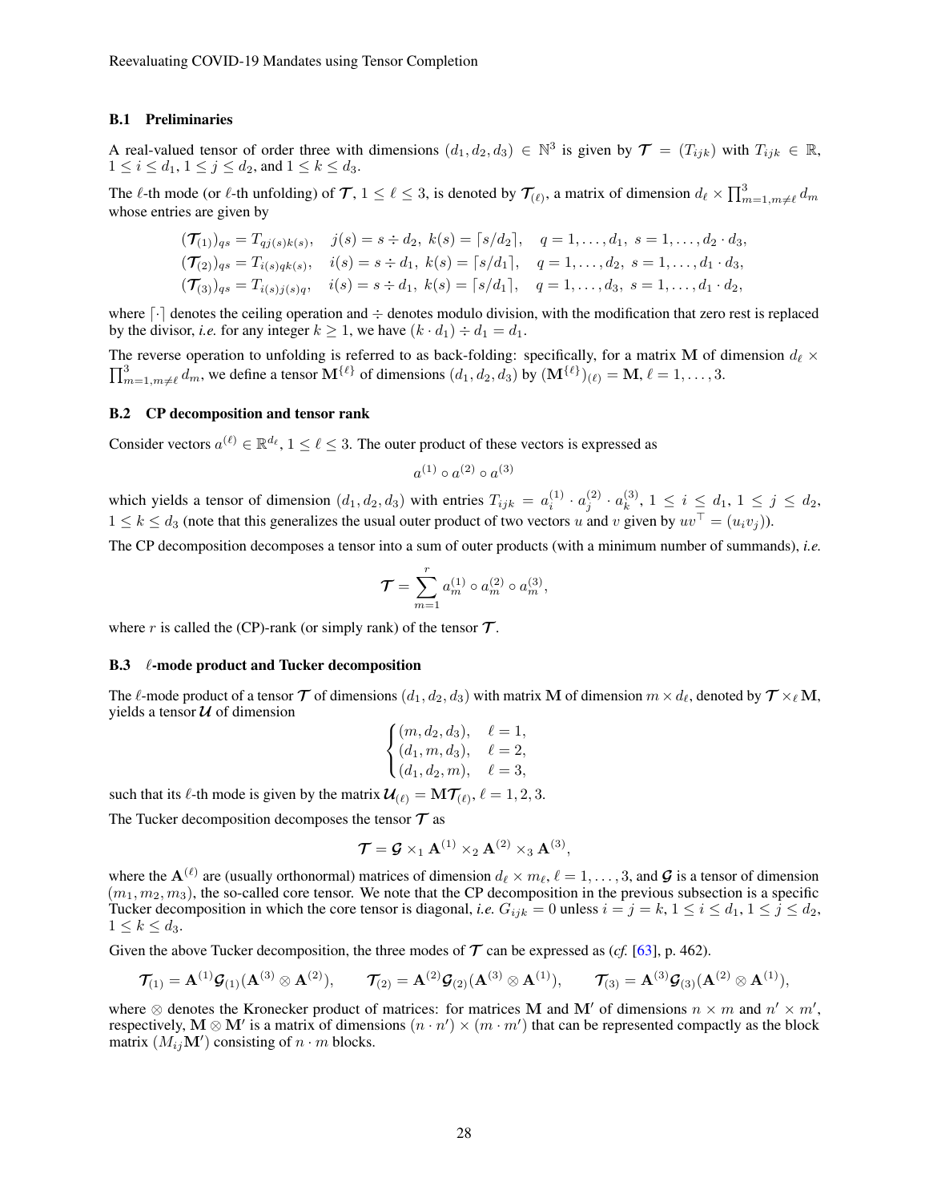### B.1 Preliminaries

A real-valued tensor of order three with dimensions $(d_1, d_2, d_3) \in \mathbb{N}^3$ is given by $\boldsymbol{\mathcal{T}} = (T_{ijk})$ with $T_{ijk} \in \mathbb{R}$, $1 \le i \le d_1$, $1 \le j \le d_2$, and $1 \le k \le d_3$.

The $\ell$-th mode (or $\ell$-th unfolding) of $\boldsymbol{\mathcal{T}}$, $1 \le \ell \le 3$, is denoted by $\boldsymbol{\mathcal{T}}_{(\ell)}$, a matrix of dimension $d_\ell \times \prod_{m=1, m \neq \ell}^{3} d_m$ whose entries are given by

$$
\begin{aligned}
(\boldsymbol{\mathcal{T}}_{(1)})_{qs} &= T_{qj(s)k(s)}, \quad j(s) = s \div d_2,\ k(s) = \lceil s/d_2 \rceil, \quad q = 1, \dots, d_1,\ s = 1, \dots, d_2 \cdot d_3, \\
(\boldsymbol{\mathcal{T}}_{(2)})_{qs} &= T_{i(s)qk(s)}, \quad i(s) = s \div d_1,\ k(s) = \lceil s/d_1 \rceil, \quad q = 1, \dots, d_2,\ s = 1, \dots, d_1 \cdot d_3, \\
(\boldsymbol{\mathcal{T}}_{(3)})_{qs} &= T_{i(s)j(s)q}, \quad i(s) = s \div d_1,\ k(s) = \lceil s/d_1 \rceil, \quad q = 1, \dots, d_3,\ s = 1, \dots, d_1 \cdot d_2,
\end{aligned}
$$

where $\lceil \cdot \rceil$ denotes the ceiling operation and $\div$ denotes modulo division, with the modification that zero rest is replaced by the divisor, *i.e.* for any integer $k \ge 1$, we have $(k \cdot d_1) \div d_1 = d_1$.

The reverse operation to unfolding is referred to as back-folding: specifically, for a matrix $\mathbf{M}$ of dimension $d_\ell \times \prod_{m=1, m \neq \ell}^{3} d_m$, we define a tensor $\mathbf{M}^{\{\ell\}}$ of dimensions $(d_1, d_2, d_3)$ by $(\mathbf{M}^{\{\ell\}})_{(\ell)} = \mathbf{M}$, $\ell = 1, \dots, 3$.

### B.2 CP decomposition and tensor rank

Consider vectors $a^{(\ell)} \in \mathbb{R}^{d_\ell}$, $1 \le \ell \le 3$. The outer product of these vectors is expressed as

$$
a^{(1)} \circ a^{(2)} \circ a^{(3)}
$$

which yields a tensor of dimension $(d_1, d_2, d_3)$ with entries $T_{ijk} = a_i^{(1)} \cdot a_j^{(2)} \cdot a_k^{(3)}$, $1 \le i \le d_1$, $1 \le j \le d_2$, $1 \le k \le d_3$ (note that this generalizes the usual outer product of two vectors $u$ and $v$ given by $uv^\top = (u_i v_j)$).

The CP decomposition decomposes a tensor into a sum of outer products (with a minimum number of summands), *i.e.*

$$
\boldsymbol{\mathcal{T}} = \sum_{m=1}^{r} a_m^{(1)} \circ a_m^{(2)} \circ a_m^{(3)},
$$

where $r$ is called the (CP)-rank (or simply rank) of the tensor $\boldsymbol{\mathcal{T}}$.

### B.3 $\ell$-mode product and Tucker decomposition

The $\ell$-mode product of a tensor $\boldsymbol{\mathcal{T}}$ of dimensions $(d_1, d_2, d_3)$ with matrix $\mathbf{M}$ of dimension $m \times d_\ell$, denoted by $\boldsymbol{\mathcal{T}} \times_\ell \mathbf{M}$, yields a tensor $\boldsymbol{\mathcal{U}}$ of dimension

$$
\begin{cases}
(m, d_2, d_3), & \ell = 1, \\
(d_1, m, d_3), & \ell = 2, \\
(d_1, d_2, m), & \ell = 3,
\end{cases}
$$

such that its $\ell$-th mode is given by the matrix $\boldsymbol{\mathcal{U}}_{(\ell)} = \mathbf{M} \boldsymbol{\mathcal{T}}_{(\ell)}$, $\ell = 1, 2, 3$.

The Tucker decomposition decomposes the tensor $\boldsymbol{\mathcal{T}}$ as

$$
\boldsymbol{\mathcal{T}} = \boldsymbol{\mathcal{G}} \times_1 \mathbf{A}^{(1)} \times_2 \mathbf{A}^{(2)} \times_3 \mathbf{A}^{(3)},
$$

where the $\mathbf{A}^{(\ell)}$ are (usually orthonormal) matrices of dimension $d_\ell \times m_\ell$, $\ell = 1, \dots, 3$, and $\boldsymbol{\mathcal{G}}$ is a tensor of dimension $(m_1, m_2, m_3)$, the so-called core tensor. We note that the CP decomposition in the previous subsection is a specific Tucker decomposition in which the core tensor is diagonal, *i.e.* $G_{ijk} = 0$ unless $i = j = k$, $1 \le i \le d_1$, $1 \le j \le d_2$, $1 \le k \le d_3$.

Given the above Tucker decomposition, the three modes of $\boldsymbol{\mathcal{T}}$ can be expressed as (*cf.* [63], p. 462).

$$
\boldsymbol{\mathcal{T}}_{(1)} = \mathbf{A}^{(1)} \boldsymbol{\mathcal{G}}_{(1)} (\mathbf{A}^{(3)} \otimes \mathbf{A}^{(2)}), \qquad \boldsymbol{\mathcal{T}}_{(2)} = \mathbf{A}^{(2)} \boldsymbol{\mathcal{G}}_{(2)} (\mathbf{A}^{(3)} \otimes \mathbf{A}^{(1)}), \qquad \boldsymbol{\mathcal{T}}_{(3)} = \mathbf{A}^{(3)} \boldsymbol{\mathcal{G}}_{(3)} (\mathbf{A}^{(2)} \otimes \mathbf{A}^{(1)}),
$$

where $\otimes$ denotes the Kronecker product of matrices: for matrices $\mathbf{M}$ and $\mathbf{M}'$ of dimensions $n \times m$ and $n' \times m'$, respectively, $\mathbf{M} \otimes \mathbf{M}'$ is a matrix of dimensions $(n \cdot n') \times (m \cdot m')$ that can be represented compactly as the block matrix $(M_{ij} \mathbf{M}')$ consisting of $n \cdot m$ blocks.